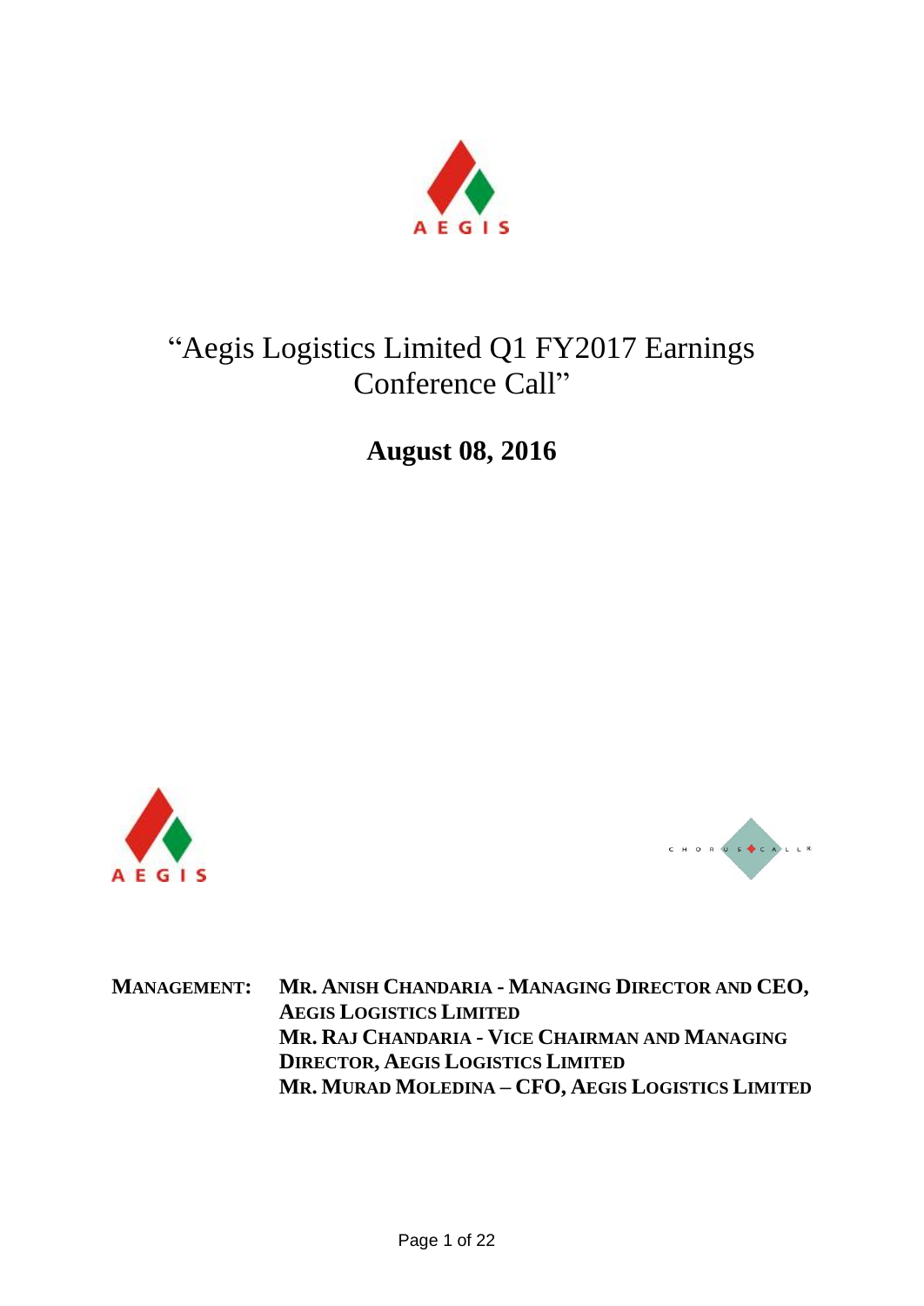# "Aegis Logistics Limited Q1 FY2017 Earnings Conference Call"

**August 08, 2016**

**MANAGEMENT:** **MR. ANISH CHANDARIA - MANAGING DIRECTOR AND CEO, AEGIS LOGISTICS LIMITED**
**MR. RAJ CHANDARIA - VICE CHAIRMAN AND MANAGING DIRECTOR, AEGIS LOGISTICS LIMITED**
**MR. MURAD MOLEDINA – CFO, AEGIS LOGISTICS LIMITED**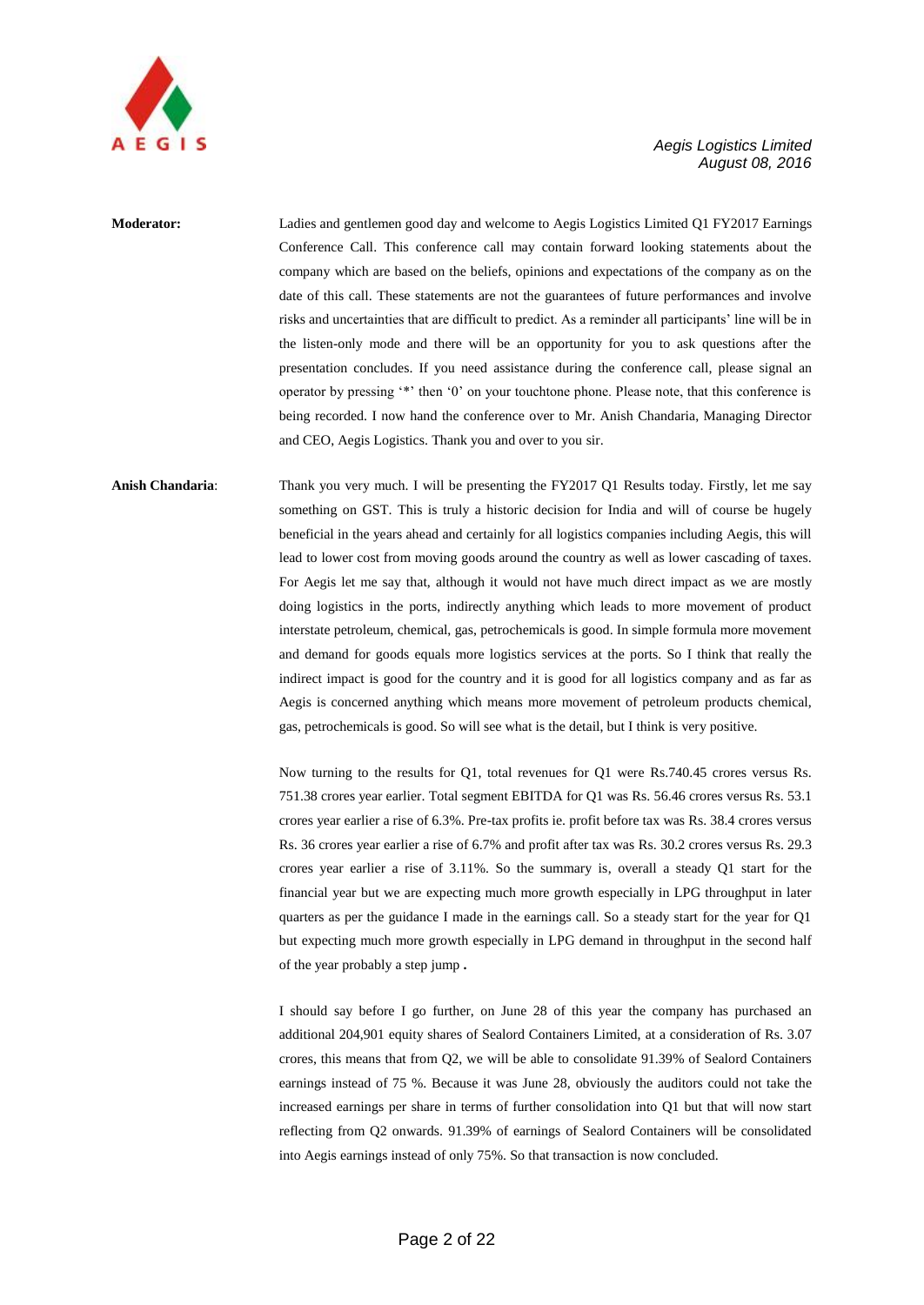**Moderator:** Ladies and gentlemen good day and welcome to Aegis Logistics Limited Q1 FY2017 Earnings Conference Call. This conference call may contain forward looking statements about the company which are based on the beliefs, opinions and expectations of the company as on the date of this call. These statements are not the guarantees of future performances and involve risks and uncertainties that are difficult to predict. As a reminder all participants' line will be in the listen-only mode and there will be an opportunity for you to ask questions after the presentation concludes. If you need assistance during the conference call, please signal an operator by pressing '*' then '0' on your touchtone phone. Please note, that this conference is being recorded. I now hand the conference over to Mr. Anish Chandaria, Managing Director and CEO, Aegis Logistics. Thank you and over to you sir.

**Anish Chandaria**: Thank you very much. I will be presenting the FY2017 Q1 Results today. Firstly, let me say something on GST. This is truly a historic decision for India and will of course be hugely beneficial in the years ahead and certainly for all logistics companies including Aegis, this will lead to lower cost from moving goods around the country as well as lower cascading of taxes. For Aegis let me say that, although it would not have much direct impact as we are mostly doing logistics in the ports, indirectly anything which leads to more movement of product interstate petroleum, chemical, gas, petrochemicals is good. In simple formula more movement and demand for goods equals more logistics services at the ports. So I think that really the indirect impact is good for the country and it is good for all logistics company and as far as Aegis is concerned anything which means more movement of petroleum products chemical, gas, petrochemicals is good. So will see what is the detail, but I think is very positive.

Now turning to the results for Q1, total revenues for Q1 were Rs.740.45 crores versus Rs. 751.38 crores year earlier. Total segment EBITDA for Q1 was Rs. 56.46 crores versus Rs. 53.1 crores year earlier a rise of 6.3%. Pre-tax profits ie. profit before tax was Rs. 38.4 crores versus Rs. 36 crores year earlier a rise of 6.7% and profit after tax was Rs. 30.2 crores versus Rs. 29.3 crores year earlier a rise of 3.11%. So the summary is, overall a steady Q1 start for the financial year but we are expecting much more growth especially in LPG throughput in later quarters as per the guidance I made in the earnings call. So a steady start for the year for Q1 but expecting much more growth especially in LPG demand in throughput in the second half of the year probably a step jump **.**

I should say before I go further, on June 28 of this year the company has purchased an additional 204,901 equity shares of Sealord Containers Limited, at a consideration of Rs. 3.07 crores, this means that from Q2, we will be able to consolidate 91.39% of Sealord Containers earnings instead of 75 %. Because it was June 28, obviously the auditors could not take the increased earnings per share in terms of further consolidation into Q1 but that will now start reflecting from Q2 onwards. 91.39% of earnings of Sealord Containers will be consolidated into Aegis earnings instead of only 75%. So that transaction is now concluded.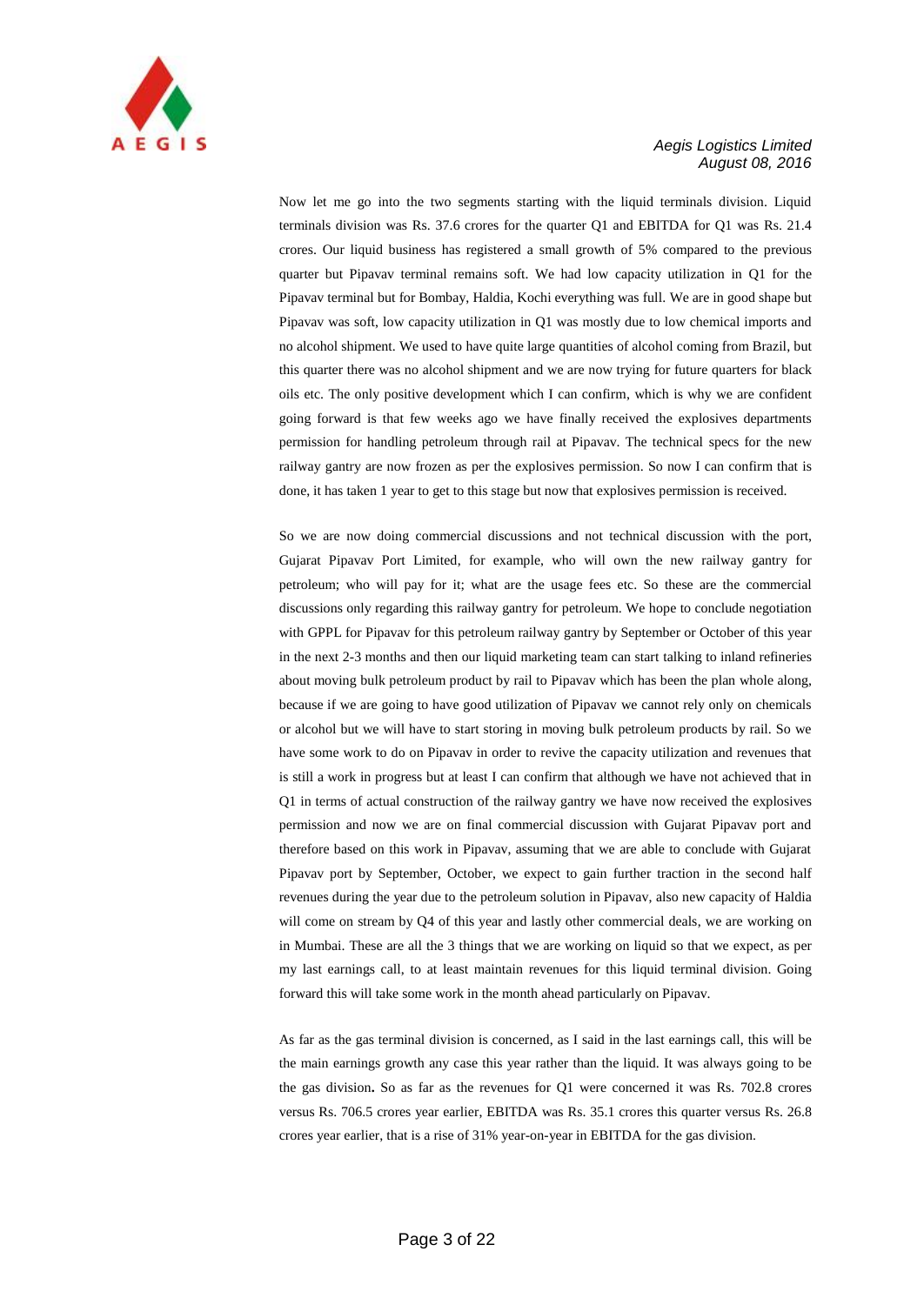Now let me go into the two segments starting with the liquid terminals division. Liquid terminals division was Rs. 37.6 crores for the quarter Q1 and EBITDA for Q1 was Rs. 21.4 crores. Our liquid business has registered a small growth of 5% compared to the previous quarter but Pipavav terminal remains soft. We had low capacity utilization in Q1 for the Pipavav terminal but for Bombay, Haldia, Kochi everything was full. We are in good shape but Pipavav was soft, low capacity utilization in Q1 was mostly due to low chemical imports and no alcohol shipment. We used to have quite large quantities of alcohol coming from Brazil, but this quarter there was no alcohol shipment and we are now trying for future quarters for black oils etc. The only positive development which I can confirm, which is why we are confident going forward is that few weeks ago we have finally received the explosives departments permission for handling petroleum through rail at Pipavav. The technical specs for the new railway gantry are now frozen as per the explosives permission. So now I can confirm that is done, it has taken 1 year to get to this stage but now that explosives permission is received.

So we are now doing commercial discussions and not technical discussion with the port, Gujarat Pipavav Port Limited, for example, who will own the new railway gantry for petroleum; who will pay for it; what are the usage fees etc. So these are the commercial discussions only regarding this railway gantry for petroleum. We hope to conclude negotiation with GPPL for Pipavav for this petroleum railway gantry by September or October of this year in the next 2-3 months and then our liquid marketing team can start talking to inland refineries about moving bulk petroleum product by rail to Pipavav which has been the plan whole along, because if we are going to have good utilization of Pipavav we cannot rely only on chemicals or alcohol but we will have to start storing in moving bulk petroleum products by rail. So we have some work to do on Pipavav in order to revive the capacity utilization and revenues that is still a work in progress but at least I can confirm that although we have not achieved that in Q1 in terms of actual construction of the railway gantry we have now received the explosives permission and now we are on final commercial discussion with Gujarat Pipavav port and therefore based on this work in Pipavav, assuming that we are able to conclude with Gujarat Pipavav port by September, October, we expect to gain further traction in the second half revenues during the year due to the petroleum solution in Pipavav, also new capacity of Haldia will come on stream by Q4 of this year and lastly other commercial deals, we are working on in Mumbai. These are all the 3 things that we are working on liquid so that we expect, as per my last earnings call, to at least maintain revenues for this liquid terminal division. Going forward this will take some work in the month ahead particularly on Pipavav.

As far as the gas terminal division is concerned, as I said in the last earnings call, this will be the main earnings growth any case this year rather than the liquid. It was always going to be the gas division**.** So as far as the revenues for Q1 were concerned it was Rs. 702.8 crores versus Rs. 706.5 crores year earlier, EBITDA was Rs. 35.1 crores this quarter versus Rs. 26.8 crores year earlier, that is a rise of 31% year-on-year in EBITDA for the gas division.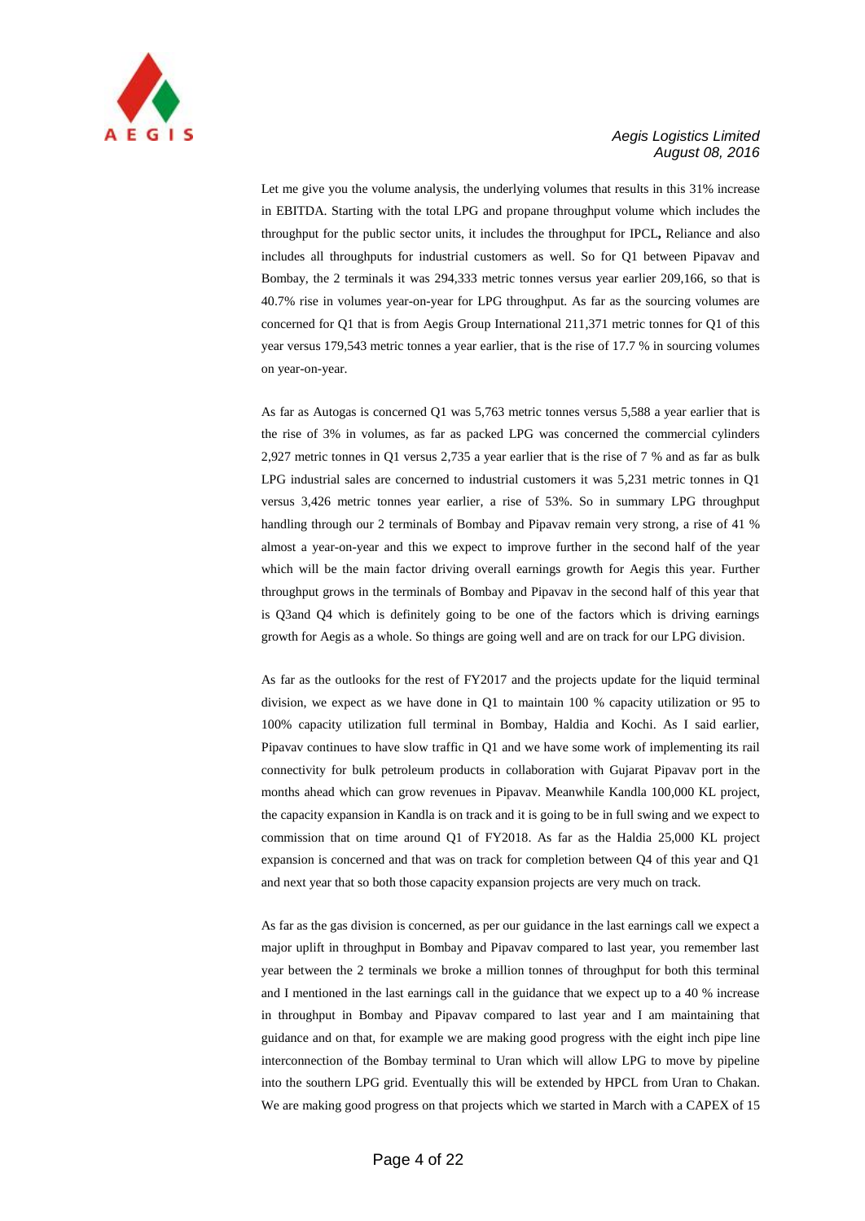Let me give you the volume analysis, the underlying volumes that results in this 31% increase in EBITDA. Starting with the total LPG and propane throughput volume which includes the throughput for the public sector units, it includes the throughput for IPCL**,** Reliance and also includes all throughputs for industrial customers as well. So for Q1 between Pipavav and Bombay, the 2 terminals it was 294,333 metric tonnes versus year earlier 209,166, so that is 40.7% rise in volumes year-on-year for LPG throughput. As far as the sourcing volumes are concerned for Q1 that is from Aegis Group International 211,371 metric tonnes for Q1 of this year versus 179,543 metric tonnes a year earlier, that is the rise of 17.7 % in sourcing volumes on year-on-year.

As far as Autogas is concerned Q1 was 5,763 metric tonnes versus 5,588 a year earlier that is the rise of 3% in volumes, as far as packed LPG was concerned the commercial cylinders 2,927 metric tonnes in Q1 versus 2,735 a year earlier that is the rise of 7 % and as far as bulk LPG industrial sales are concerned to industrial customers it was 5,231 metric tonnes in Q1 versus 3,426 metric tonnes year earlier, a rise of 53%. So in summary LPG throughput handling through our 2 terminals of Bombay and Pipavav remain very strong, a rise of 41 % almost a year-on-year and this we expect to improve further in the second half of the year which will be the main factor driving overall earnings growth for Aegis this year. Further throughput grows in the terminals of Bombay and Pipavav in the second half of this year that is Q3and Q4 which is definitely going to be one of the factors which is driving earnings growth for Aegis as a whole. So things are going well and are on track for our LPG division.

As far as the outlooks for the rest of FY2017 and the projects update for the liquid terminal division, we expect as we have done in Q1 to maintain 100 % capacity utilization or 95 to 100% capacity utilization full terminal in Bombay, Haldia and Kochi. As I said earlier, Pipavav continues to have slow traffic in Q1 and we have some work of implementing its rail connectivity for bulk petroleum products in collaboration with Gujarat Pipavav port in the months ahead which can grow revenues in Pipavav. Meanwhile Kandla 100,000 KL project, the capacity expansion in Kandla is on track and it is going to be in full swing and we expect to commission that on time around Q1 of FY2018. As far as the Haldia 25,000 KL project expansion is concerned and that was on track for completion between Q4 of this year and Q1 and next year that so both those capacity expansion projects are very much on track.

As far as the gas division is concerned, as per our guidance in the last earnings call we expect a major uplift in throughput in Bombay and Pipavav compared to last year, you remember last year between the 2 terminals we broke a million tonnes of throughput for both this terminal and I mentioned in the last earnings call in the guidance that we expect up to a 40 % increase in throughput in Bombay and Pipavav compared to last year and I am maintaining that guidance and on that, for example we are making good progress with the eight inch pipe line interconnection of the Bombay terminal to Uran which will allow LPG to move by pipeline into the southern LPG grid. Eventually this will be extended by HPCL from Uran to Chakan. We are making good progress on that projects which we started in March with a CAPEX of 15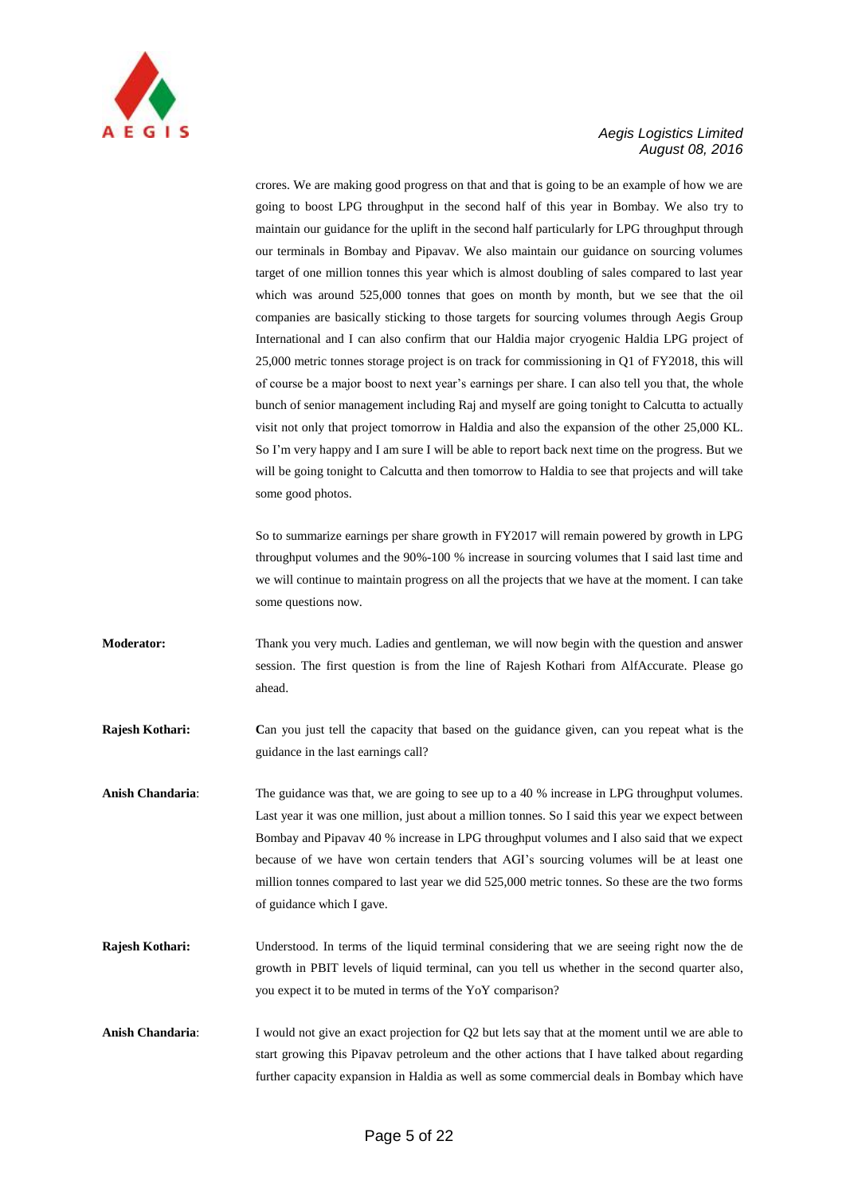crores. We are making good progress on that and that is going to be an example of how we are going to boost LPG throughput in the second half of this year in Bombay. We also try to maintain our guidance for the uplift in the second half particularly for LPG throughput through our terminals in Bombay and Pipavav. We also maintain our guidance on sourcing volumes target of one million tonnes this year which is almost doubling of sales compared to last year which was around 525,000 tonnes that goes on month by month, but we see that the oil companies are basically sticking to those targets for sourcing volumes through Aegis Group International and I can also confirm that our Haldia major cryogenic Haldia LPG project of 25,000 metric tonnes storage project is on track for commissioning in Q1 of FY2018, this will of course be a major boost to next year's earnings per share. I can also tell you that, the whole bunch of senior management including Raj and myself are going tonight to Calcutta to actually visit not only that project tomorrow in Haldia and also the expansion of the other 25,000 KL. So I'm very happy and I am sure I will be able to report back next time on the progress. But we will be going tonight to Calcutta and then tomorrow to Haldia to see that projects and will take some good photos.

So to summarize earnings per share growth in FY2017 will remain powered by growth in LPG throughput volumes and the 90%-100 % increase in sourcing volumes that I said last time and we will continue to maintain progress on all the projects that we have at the moment. I can take some questions now.

**Moderator:** Thank you very much. Ladies and gentleman, we will now begin with the question and answer session. The first question is from the line of Rajesh Kothari from AlfAccurate. Please go ahead.

**Rajesh Kothari:** Can you just tell the capacity that based on the guidance given, can you repeat what is the guidance in the last earnings call?

**Anish Chandaria**: The guidance was that, we are going to see up to a 40 % increase in LPG throughput volumes. Last year it was one million, just about a million tonnes. So I said this year we expect between Bombay and Pipavav 40 % increase in LPG throughput volumes and I also said that we expect because of we have won certain tenders that AGI's sourcing volumes will be at least one million tonnes compared to last year we did 525,000 metric tonnes. So these are the two forms of guidance which I gave.

**Rajesh Kothari:** Understood. In terms of the liquid terminal considering that we are seeing right now the de growth in PBIT levels of liquid terminal, can you tell us whether in the second quarter also, you expect it to be muted in terms of the YoY comparison?

**Anish Chandaria**: I would not give an exact projection for Q2 but lets say that at the moment until we are able to start growing this Pipavav petroleum and the other actions that I have talked about regarding further capacity expansion in Haldia as well as some commercial deals in Bombay which have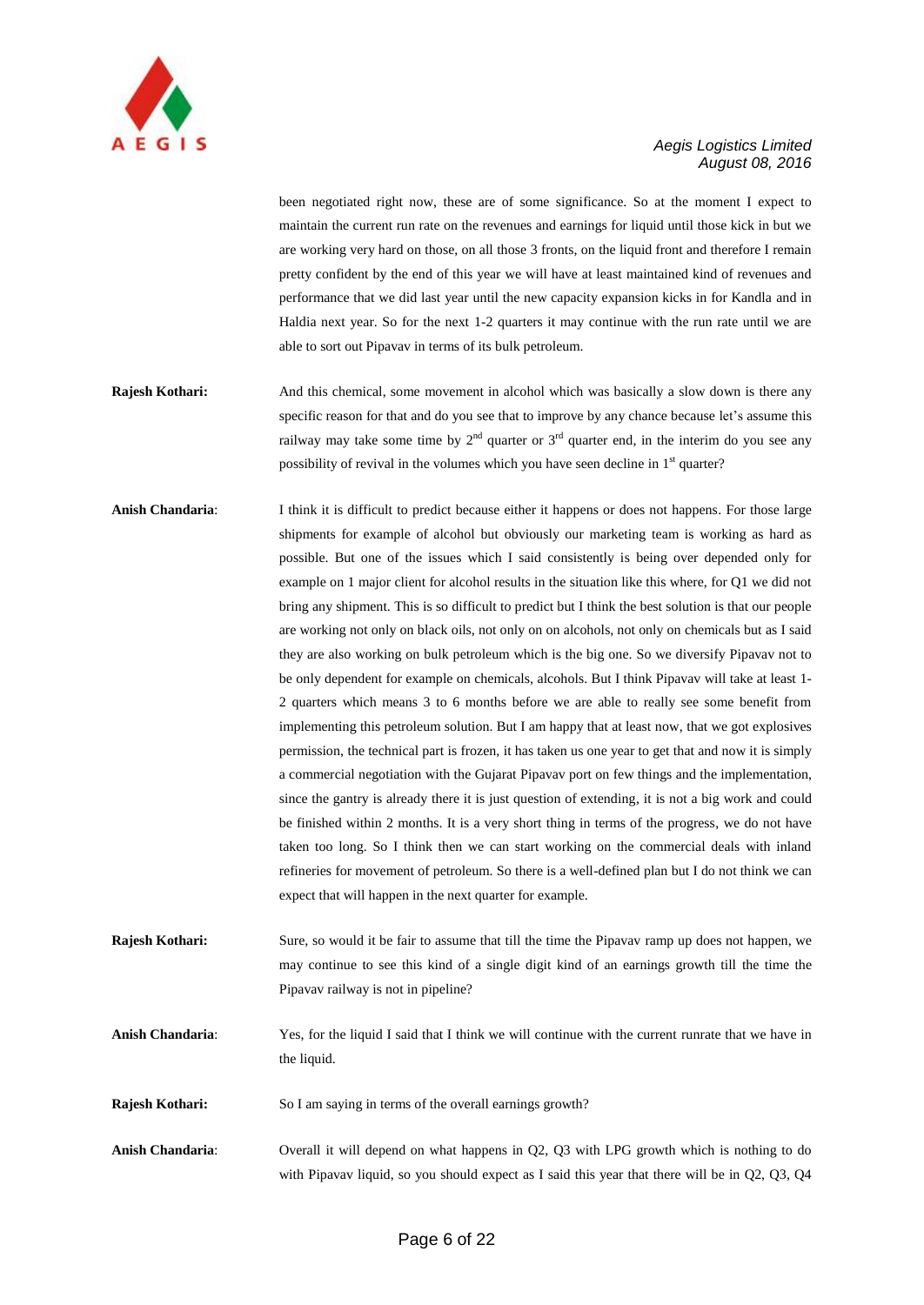been negotiated right now, these are of some significance. So at the moment I expect to maintain the current run rate on the revenues and earnings for liquid until those kick in but we are working very hard on those, on all those 3 fronts, on the liquid front and therefore I remain pretty confident by the end of this year we will have at least maintained kind of revenues and performance that we did last year until the new capacity expansion kicks in for Kandla and in Haldia next year. So for the next 1-2 quarters it may continue with the run rate until we are able to sort out Pipavav in terms of its bulk petroleum.

**Rajesh Kothari:** And this chemical, some movement in alcohol which was basically a slow down is there any specific reason for that and do you see that to improve by any chance because let's assume this railway may take some time by 2nd quarter or 3rd quarter end, in the interim do you see any possibility of revival in the volumes which you have seen decline in 1st quarter?

**Anish Chandaria**: I think it is difficult to predict because either it happens or does not happens. For those large shipments for example of alcohol but obviously our marketing team is working as hard as possible. But one of the issues which I said consistently is being over depended only for example on 1 major client for alcohol results in the situation like this where, for Q1 we did not bring any shipment. This is so difficult to predict but I think the best solution is that our people are working not only on black oils, not only on on alcohols, not only on chemicals but as I said they are also working on bulk petroleum which is the big one. So we diversify Pipavav not to be only dependent for example on chemicals, alcohols. But I think Pipavav will take at least 1-2 quarters which means 3 to 6 months before we are able to really see some benefit from implementing this petroleum solution. But I am happy that at least now, that we got explosives permission, the technical part is frozen, it has taken us one year to get that and now it is simply a commercial negotiation with the Gujarat Pipavav port on few things and the implementation, since the gantry is already there it is just question of extending, it is not a big work and could be finished within 2 months. It is a very short thing in terms of the progress, we do not have taken too long. So I think then we can start working on the commercial deals with inland refineries for movement of petroleum. So there is a well-defined plan but I do not think we can expect that will happen in the next quarter for example.

**Rajesh Kothari:** Sure, so would it be fair to assume that till the time the Pipavav ramp up does not happen, we may continue to see this kind of a single digit kind of an earnings growth till the time the Pipavav railway is not in pipeline?

**Anish Chandaria**: Yes, for the liquid I said that I think we will continue with the current runrate that we have in the liquid.

**Rajesh Kothari:** So I am saying in terms of the overall earnings growth?

**Anish Chandaria**: Overall it will depend on what happens in Q2, Q3 with LPG growth which is nothing to do with Pipavav liquid, so you should expect as I said this year that there will be in Q2, Q3, Q4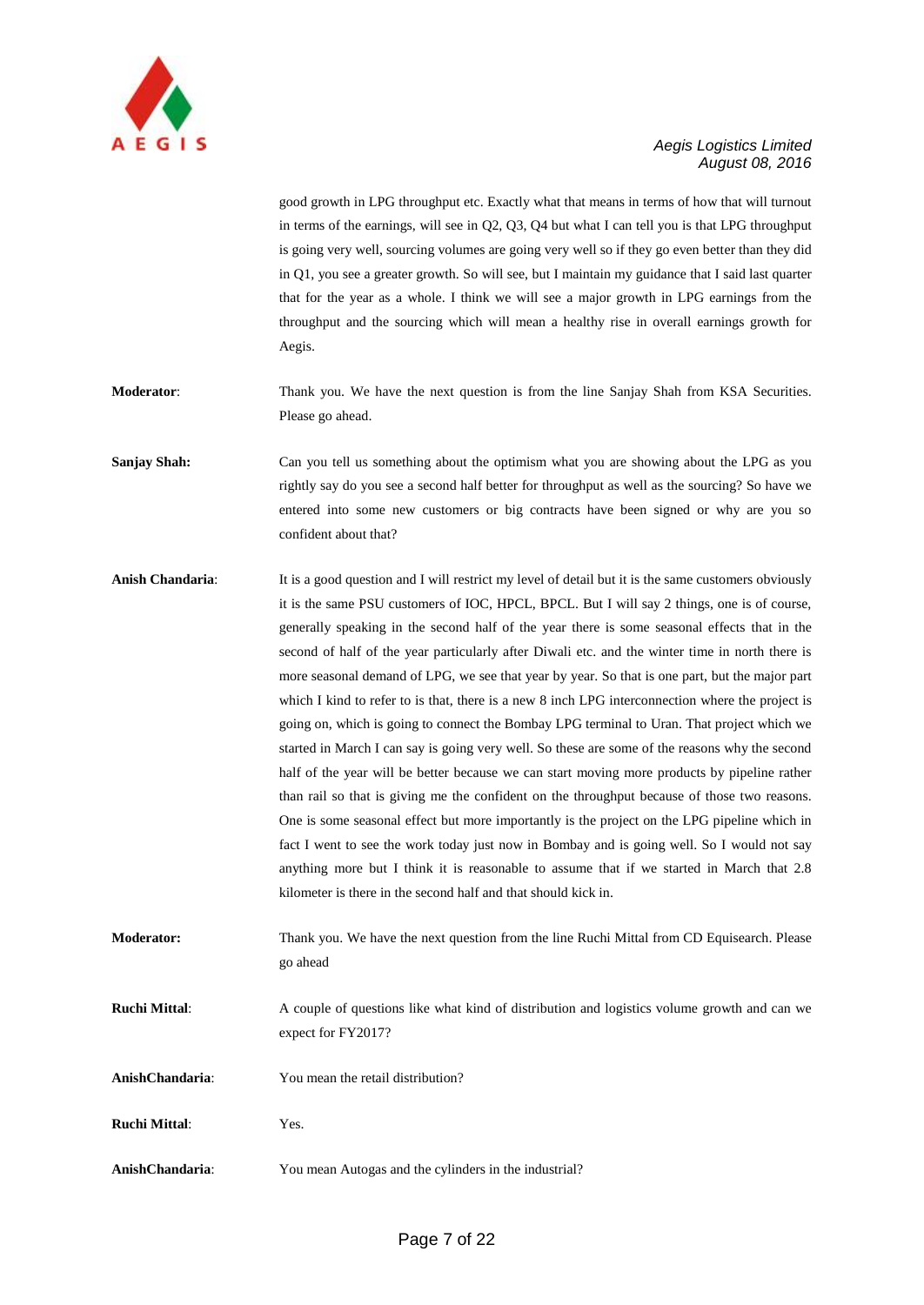good growth in LPG throughput etc. Exactly what that means in terms of how that will turnout in terms of the earnings, will see in Q2, Q3, Q4 but what I can tell you is that LPG throughput is going very well, sourcing volumes are going very well so if they go even better than they did in Q1, you see a greater growth. So will see, but I maintain my guidance that I said last quarter that for the year as a whole. I think we will see a major growth in LPG earnings from the throughput and the sourcing which will mean a healthy rise in overall earnings growth for Aegis.

**Moderator**: Thank you. We have the next question is from the line Sanjay Shah from KSA Securities. Please go ahead.

**Sanjay Shah:** Can you tell us something about the optimism what you are showing about the LPG as you rightly say do you see a second half better for throughput as well as the sourcing? So have we entered into some new customers or big contracts have been signed or why are you so confident about that?

**Anish Chandaria**: It is a good question and I will restrict my level of detail but it is the same customers obviously it is the same PSU customers of IOC, HPCL, BPCL. But I will say 2 things, one is of course, generally speaking in the second half of the year there is some seasonal effects that in the second of half of the year particularly after Diwali etc. and the winter time in north there is more seasonal demand of LPG, we see that year by year. So that is one part, but the major part which I kind to refer to is that, there is a new 8 inch LPG interconnection where the project is going on, which is going to connect the Bombay LPG terminal to Uran. That project which we started in March I can say is going very well. So these are some of the reasons why the second half of the year will be better because we can start moving more products by pipeline rather than rail so that is giving me the confident on the throughput because of those two reasons. One is some seasonal effect but more importantly is the project on the LPG pipeline which in fact I went to see the work today just now in Bombay and is going well. So I would not say anything more but I think it is reasonable to assume that if we started in March that 2.8 kilometer is there in the second half and that should kick in.

**Moderator:** Thank you. We have the next question from the line Ruchi Mittal from CD Equisearch. Please go ahead

**Ruchi Mittal**: A couple of questions like what kind of distribution and logistics volume growth and can we expect for FY2017?

**AnishChandaria**: You mean the retail distribution?

**Ruchi Mittal**: Yes.

**AnishChandaria**: You mean Autogas and the cylinders in the industrial?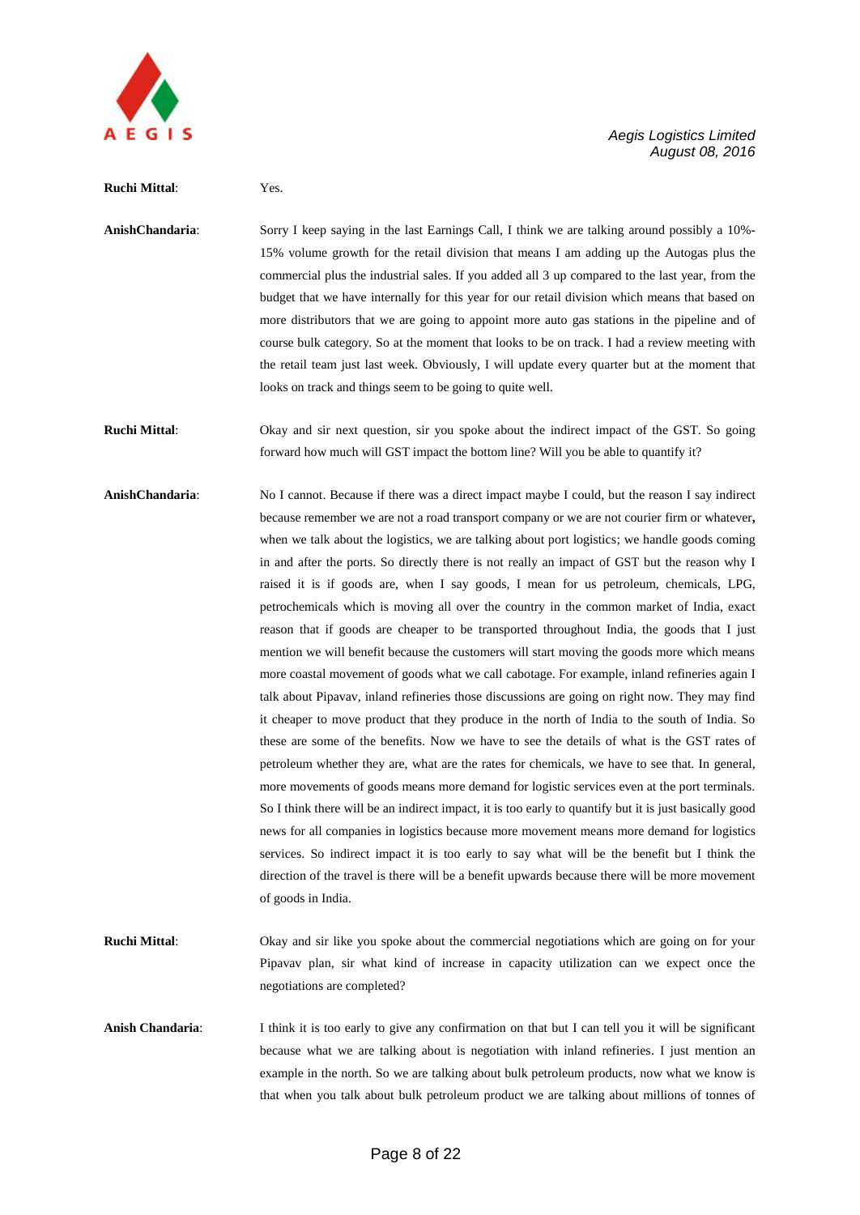**Ruchi Mittal**: Yes.

**AnishChandaria**: Sorry I keep saying in the last Earnings Call, I think we are talking around possibly a 10%-15% volume growth for the retail division that means I am adding up the Autogas plus the commercial plus the industrial sales. If you added all 3 up compared to the last year, from the budget that we have internally for this year for our retail division which means that based on more distributors that we are going to appoint more auto gas stations in the pipeline and of course bulk category. So at the moment that looks to be on track. I had a review meeting with the retail team just last week. Obviously, I will update every quarter but at the moment that looks on track and things seem to be going to quite well.

**Ruchi Mittal**: Okay and sir next question, sir you spoke about the indirect impact of the GST. So going forward how much will GST impact the bottom line? Will you be able to quantify it?

**AnishChandaria**: No I cannot. Because if there was a direct impact maybe I could, but the reason I say indirect because remember we are not a road transport company or we are not courier firm or whatever**,** when we talk about the logistics, we are talking about port logistics; we handle goods coming in and after the ports. So directly there is not really an impact of GST but the reason why I raised it is if goods are, when I say goods, I mean for us petroleum, chemicals, LPG, petrochemicals which is moving all over the country in the common market of India, exact reason that if goods are cheaper to be transported throughout India, the goods that I just mention we will benefit because the customers will start moving the goods more which means more coastal movement of goods what we call cabotage. For example, inland refineries again I talk about Pipavav, inland refineries those discussions are going on right now. They may find it cheaper to move product that they produce in the north of India to the south of India. So these are some of the benefits. Now we have to see the details of what is the GST rates of petroleum whether they are, what are the rates for chemicals, we have to see that. In general, more movements of goods means more demand for logistic services even at the port terminals. So I think there will be an indirect impact, it is too early to quantify but it is just basically good news for all companies in logistics because more movement means more demand for logistics services. So indirect impact it is too early to say what will be the benefit but I think the direction of the travel is there will be a benefit upwards because there will be more movement of goods in India.

**Ruchi Mittal**: Okay and sir like you spoke about the commercial negotiations which are going on for your Pipavav plan, sir what kind of increase in capacity utilization can we expect once the negotiations are completed?

**Anish Chandaria**: I think it is too early to give any confirmation on that but I can tell you it will be significant because what we are talking about is negotiation with inland refineries. I just mention an example in the north. So we are talking about bulk petroleum products, now what we know is that when you talk about bulk petroleum product we are talking about millions of tonnes of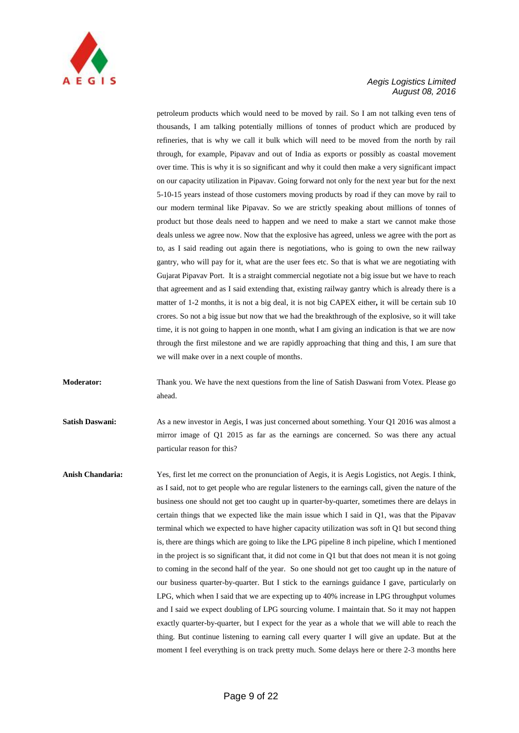petroleum products which would need to be moved by rail. So I am not talking even tens of thousands, I am talking potentially millions of tonnes of product which are produced by refineries, that is why we call it bulk which will need to be moved from the north by rail through, for example, Pipavav and out of India as exports or possibly as coastal movement over time. This is why it is so significant and why it could then make a very significant impact on our capacity utilization in Pipavav. Going forward not only for the next year but for the next 5-10-15 years instead of those customers moving products by road if they can move by rail to our modern terminal like Pipavav. So we are strictly speaking about millions of tonnes of product but those deals need to happen and we need to make a start we cannot make those deals unless we agree now. Now that the explosive has agreed, unless we agree with the port as to, as I said reading out again there is negotiations, who is going to own the new railway gantry, who will pay for it, what are the user fees etc. So that is what we are negotiating with Gujarat Pipavav Port. It is a straight commercial negotiate not a big issue but we have to reach that agreement and as I said extending that, existing railway gantry which is already there is a matter of 1-2 months, it is not a big deal, it is not big CAPEX either**,** it will be certain sub 10 crores. So not a big issue but now that we had the breakthrough of the explosive, so it will take time, it is not going to happen in one month, what I am giving an indication is that we are now through the first milestone and we are rapidly approaching that thing and this, I am sure that we will make over in a next couple of months.

**Moderator:** Thank you. We have the next questions from the line of Satish Daswani from Votex. Please go ahead.

**Satish Daswani:** As a new investor in Aegis, I was just concerned about something. Your Q1 2016 was almost a mirror image of Q1 2015 as far as the earnings are concerned. So was there any actual particular reason for this?

**Anish Chandaria:** Yes, first let me correct on the pronunciation of Aegis, it is Aegis Logistics, not Aegis. I think, as I said, not to get people who are regular listeners to the earnings call, given the nature of the business one should not get too caught up in quarter-by-quarter, sometimes there are delays in certain things that we expected like the main issue which I said in Q1, was that the Pipavav terminal which we expected to have higher capacity utilization was soft in Q1 but second thing is, there are things which are going to like the LPG pipeline 8 inch pipeline, which I mentioned in the project is so significant that, it did not come in Q1 but that does not mean it is not going to coming in the second half of the year. So one should not get too caught up in the nature of our business quarter-by-quarter. But I stick to the earnings guidance I gave, particularly on LPG, which when I said that we are expecting up to 40% increase in LPG throughput volumes and I said we expect doubling of LPG sourcing volume. I maintain that. So it may not happen exactly quarter-by-quarter, but I expect for the year as a whole that we will able to reach the thing. But continue listening to earning call every quarter I will give an update. But at the moment I feel everything is on track pretty much. Some delays here or there 2-3 months here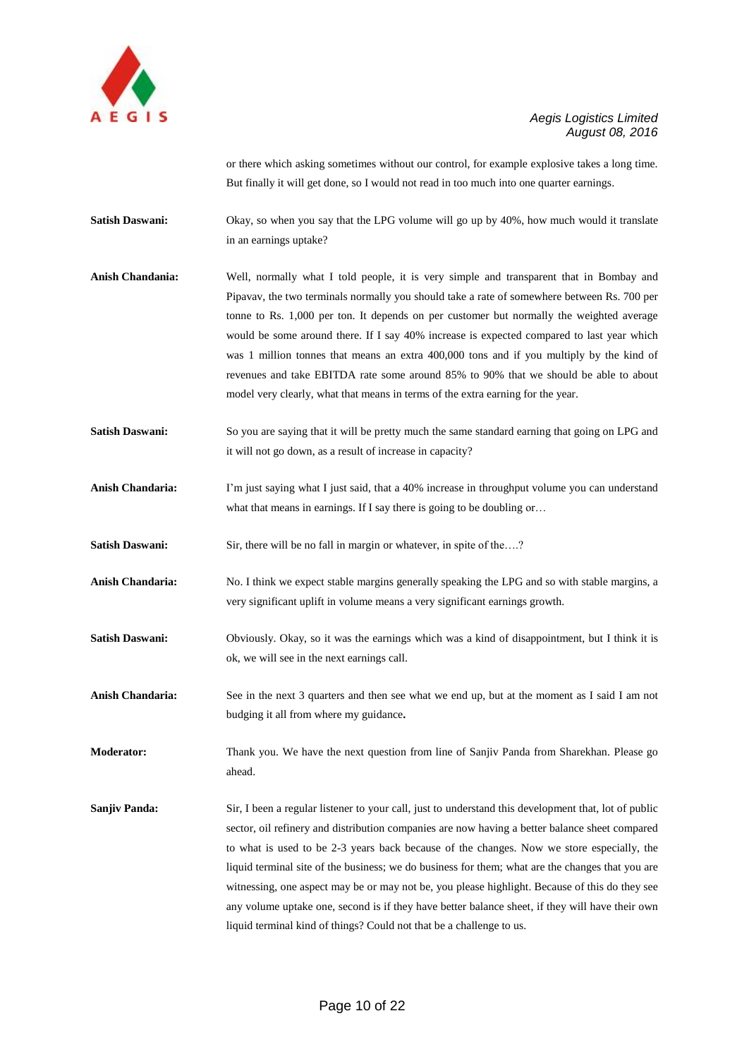or there which asking sometimes without our control, for example explosive takes a long time. But finally it will get done, so I would not read in too much into one quarter earnings.

**Satish Daswani:** Okay, so when you say that the LPG volume will go up by 40%, how much would it translate in an earnings uptake?

**Anish Chandania:** Well, normally what I told people, it is very simple and transparent that in Bombay and Pipavav, the two terminals normally you should take a rate of somewhere between Rs. 700 per tonne to Rs. 1,000 per ton. It depends on per customer but normally the weighted average would be some around there. If I say 40% increase is expected compared to last year which was 1 million tonnes that means an extra 400,000 tons and if you multiply by the kind of revenues and take EBITDA rate some around 85% to 90% that we should be able to about model very clearly, what that means in terms of the extra earning for the year.

**Satish Daswani:** So you are saying that it will be pretty much the same standard earning that going on LPG and it will not go down, as a result of increase in capacity?

**Anish Chandaria:** I'm just saying what I just said, that a 40% increase in throughput volume you can understand what that means in earnings. If I say there is going to be doubling or…

**Satish Daswani:** Sir, there will be no fall in margin or whatever, in spite of the….?

**Anish Chandaria:** No. I think we expect stable margins generally speaking the LPG and so with stable margins, a very significant uplift in volume means a very significant earnings growth.

**Satish Daswani:** Obviously. Okay, so it was the earnings which was a kind of disappointment, but I think it is ok, we will see in the next earnings call.

**Anish Chandaria:** See in the next 3 quarters and then see what we end up, but at the moment as I said I am not budging it all from where my guidance**.**

**Moderator:** Thank you. We have the next question from line of Sanjiv Panda from Sharekhan. Please go ahead.

**Sanjiv Panda:** Sir, I been a regular listener to your call, just to understand this development that, lot of public sector, oil refinery and distribution companies are now having a better balance sheet compared to what is used to be 2-3 years back because of the changes. Now we store especially, the liquid terminal site of the business; we do business for them; what are the changes that you are witnessing, one aspect may be or may not be, you please highlight. Because of this do they see any volume uptake one, second is if they have better balance sheet, if they will have their own liquid terminal kind of things? Could not that be a challenge to us.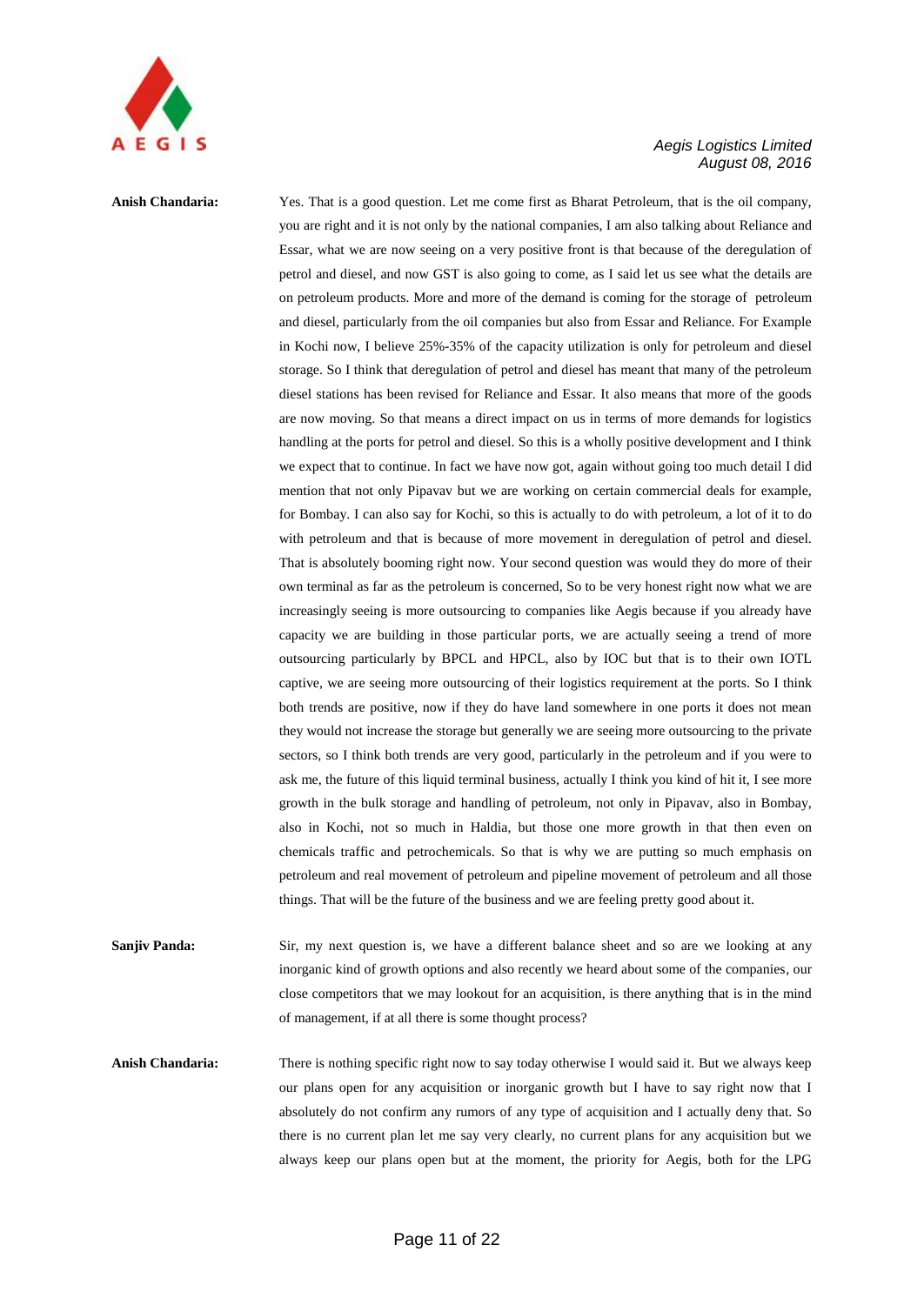**Anish Chandaria:** Yes. That is a good question. Let me come first as Bharat Petroleum, that is the oil company, you are right and it is not only by the national companies, I am also talking about Reliance and Essar, what we are now seeing on a very positive front is that because of the deregulation of petrol and diesel, and now GST is also going to come, as I said let us see what the details are on petroleum products. More and more of the demand is coming for the storage of petroleum and diesel, particularly from the oil companies but also from Essar and Reliance. For Example in Kochi now, I believe 25%-35% of the capacity utilization is only for petroleum and diesel storage. So I think that deregulation of petrol and diesel has meant that many of the petroleum diesel stations has been revised for Reliance and Essar. It also means that more of the goods are now moving. So that means a direct impact on us in terms of more demands for logistics handling at the ports for petrol and diesel. So this is a wholly positive development and I think we expect that to continue. In fact we have now got, again without going too much detail I did mention that not only Pipavav but we are working on certain commercial deals for example, for Bombay. I can also say for Kochi, so this is actually to do with petroleum, a lot of it to do with petroleum and that is because of more movement in deregulation of petrol and diesel. That is absolutely booming right now. Your second question was would they do more of their own terminal as far as the petroleum is concerned, So to be very honest right now what we are increasingly seeing is more outsourcing to companies like Aegis because if you already have capacity we are building in those particular ports, we are actually seeing a trend of more outsourcing particularly by BPCL and HPCL, also by IOC but that is to their own IOTL captive, we are seeing more outsourcing of their logistics requirement at the ports. So I think both trends are positive, now if they do have land somewhere in one ports it does not mean they would not increase the storage but generally we are seeing more outsourcing to the private sectors, so I think both trends are very good, particularly in the petroleum and if you were to ask me, the future of this liquid terminal business, actually I think you kind of hit it, I see more growth in the bulk storage and handling of petroleum, not only in Pipavav, also in Bombay, also in Kochi, not so much in Haldia, but those one more growth in that then even on chemicals traffic and petrochemicals. So that is why we are putting so much emphasis on petroleum and real movement of petroleum and pipeline movement of petroleum and all those things. That will be the future of the business and we are feeling pretty good about it.

**Sanjiv Panda:** Sir, my next question is, we have a different balance sheet and so are we looking at any inorganic kind of growth options and also recently we heard about some of the companies, our close competitors that we may lookout for an acquisition, is there anything that is in the mind of management, if at all there is some thought process?

**Anish Chandaria:** There is nothing specific right now to say today otherwise I would said it. But we always keep our plans open for any acquisition or inorganic growth but I have to say right now that I absolutely do not confirm any rumors of any type of acquisition and I actually deny that. So there is no current plan let me say very clearly, no current plans for any acquisition but we always keep our plans open but at the moment, the priority for Aegis, both for the LPG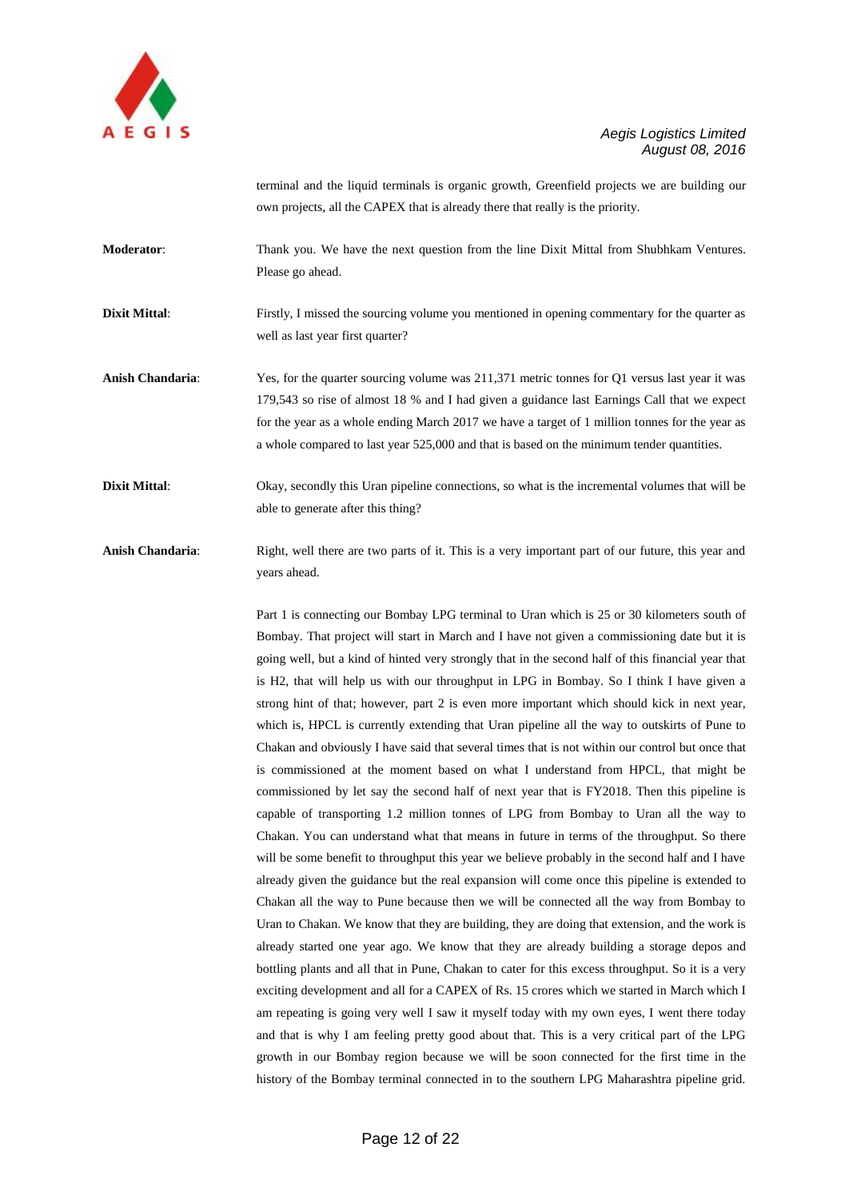terminal and the liquid terminals is organic growth, Greenfield projects we are building our own projects, all the CAPEX that is already there that really is the priority.

**Moderator**: Thank you. We have the next question from the line Dixit Mittal from Shubhkam Ventures. Please go ahead.

**Dixit Mittal**: Firstly, I missed the sourcing volume you mentioned in opening commentary for the quarter as well as last year first quarter?

**Anish Chandaria**: Yes, for the quarter sourcing volume was 211,371 metric tonnes for Q1 versus last year it was 179,543 so rise of almost 18 % and I had given a guidance last Earnings Call that we expect for the year as a whole ending March 2017 we have a target of 1 million tonnes for the year as a whole compared to last year 525,000 and that is based on the minimum tender quantities.

**Dixit Mittal**: Okay, secondly this Uran pipeline connections, so what is the incremental volumes that will be able to generate after this thing?

**Anish Chandaria**: Right, well there are two parts of it. This is a very important part of our future, this year and years ahead.

Part 1 is connecting our Bombay LPG terminal to Uran which is 25 or 30 kilometers south of Bombay. That project will start in March and I have not given a commissioning date but it is going well, but a kind of hinted very strongly that in the second half of this financial year that is H2, that will help us with our throughput in LPG in Bombay. So I think I have given a strong hint of that; however, part 2 is even more important which should kick in next year, which is, HPCL is currently extending that Uran pipeline all the way to outskirts of Pune to Chakan and obviously I have said that several times that is not within our control but once that is commissioned at the moment based on what I understand from HPCL, that might be commissioned by let say the second half of next year that is FY2018. Then this pipeline is capable of transporting 1.2 million tonnes of LPG from Bombay to Uran all the way to Chakan. You can understand what that means in future in terms of the throughput. So there will be some benefit to throughput this year we believe probably in the second half and I have already given the guidance but the real expansion will come once this pipeline is extended to Chakan all the way to Pune because then we will be connected all the way from Bombay to Uran to Chakan. We know that they are building, they are doing that extension, and the work is already started one year ago. We know that they are already building a storage depos and bottling plants and all that in Pune, Chakan to cater for this excess throughput. So it is a very exciting development and all for a CAPEX of Rs. 15 crores which we started in March which I am repeating is going very well I saw it myself today with my own eyes, I went there today and that is why I am feeling pretty good about that. This is a very critical part of the LPG growth in our Bombay region because we will be soon connected for the first time in the history of the Bombay terminal connected in to the southern LPG Maharashtra pipeline grid.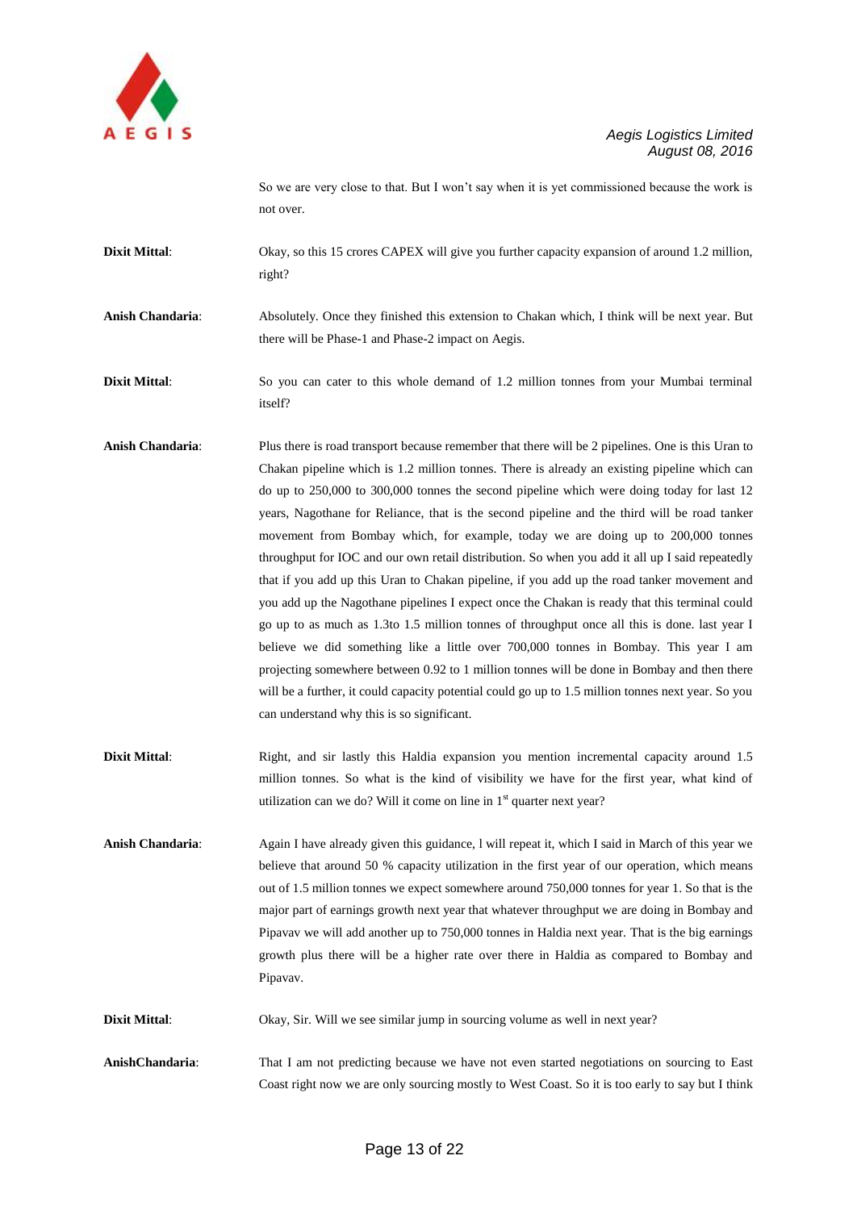So we are very close to that. But I won't say when it is yet commissioned because the work is not over.

**Dixit Mittal**: Okay, so this 15 crores CAPEX will give you further capacity expansion of around 1.2 million, right?

**Anish Chandaria**: Absolutely. Once they finished this extension to Chakan which, I think will be next year. But there will be Phase-1 and Phase-2 impact on Aegis.

**Dixit Mittal**: So you can cater to this whole demand of 1.2 million tonnes from your Mumbai terminal itself?

**Anish Chandaria**: Plus there is road transport because remember that there will be 2 pipelines. One is this Uran to Chakan pipeline which is 1.2 million tonnes. There is already an existing pipeline which can do up to 250,000 to 300,000 tonnes the second pipeline which were doing today for last 12 years, Nagothane for Reliance, that is the second pipeline and the third will be road tanker movement from Bombay which, for example, today we are doing up to 200,000 tonnes throughput for IOC and our own retail distribution. So when you add it all up I said repeatedly that if you add up this Uran to Chakan pipeline, if you add up the road tanker movement and you add up the Nagothane pipelines I expect once the Chakan is ready that this terminal could go up to as much as 1.3to 1.5 million tonnes of throughput once all this is done. last year I believe we did something like a little over 700,000 tonnes in Bombay. This year I am projecting somewhere between 0.92 to 1 million tonnes will be done in Bombay and then there will be a further, it could capacity potential could go up to 1.5 million tonnes next year. So you can understand why this is so significant.

**Dixit Mittal**: Right, and sir lastly this Haldia expansion you mention incremental capacity around 1.5 million tonnes. So what is the kind of visibility we have for the first year, what kind of utilization can we do? Will it come on line in 1st quarter next year?

**Anish Chandaria**: Again I have already given this guidance, l will repeat it, which I said in March of this year we believe that around 50 % capacity utilization in the first year of our operation, which means out of 1.5 million tonnes we expect somewhere around 750,000 tonnes for year 1. So that is the major part of earnings growth next year that whatever throughput we are doing in Bombay and Pipavav we will add another up to 750,000 tonnes in Haldia next year. That is the big earnings growth plus there will be a higher rate over there in Haldia as compared to Bombay and Pipavav.

**Dixit Mittal**: Okay, Sir. Will we see similar jump in sourcing volume as well in next year?

**AnishChandaria**: That I am not predicting because we have not even started negotiations on sourcing to East Coast right now we are only sourcing mostly to West Coast. So it is too early to say but I think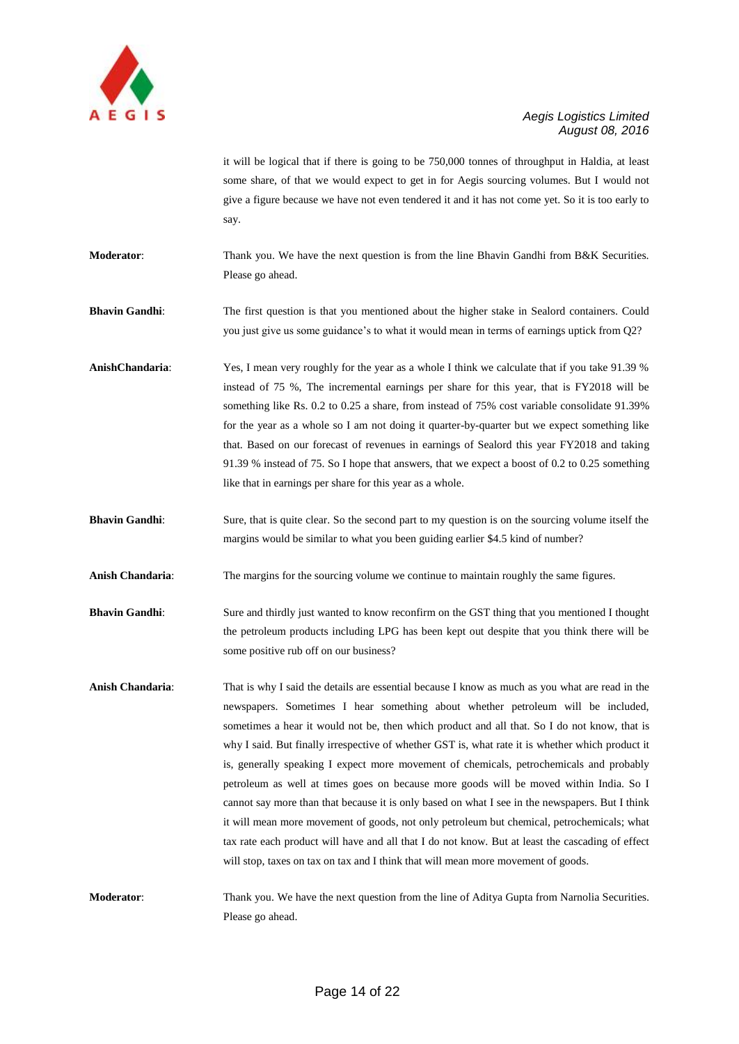it will be logical that if there is going to be 750,000 tonnes of throughput in Haldia, at least some share, of that we would expect to get in for Aegis sourcing volumes. But I would not give a figure because we have not even tendered it and it has not come yet. So it is too early to say.

**Moderator**: Thank you. We have the next question is from the line Bhavin Gandhi from B&K Securities. Please go ahead.

**Bhavin Gandhi**: The first question is that you mentioned about the higher stake in Sealord containers. Could you just give us some guidance's to what it would mean in terms of earnings uptick from Q2?

**AnishChandaria**: Yes, I mean very roughly for the year as a whole I think we calculate that if you take 91.39 % instead of 75 %, The incremental earnings per share for this year, that is FY2018 will be something like Rs. 0.2 to 0.25 a share, from instead of 75% cost variable consolidate 91.39% for the year as a whole so I am not doing it quarter-by-quarter but we expect something like that. Based on our forecast of revenues in earnings of Sealord this year FY2018 and taking 91.39 % instead of 75. So I hope that answers, that we expect a boost of 0.2 to 0.25 something like that in earnings per share for this year as a whole.

**Bhavin Gandhi**: Sure, that is quite clear. So the second part to my question is on the sourcing volume itself the margins would be similar to what you been guiding earlier $4.5 kind of number?

**Anish Chandaria**: The margins for the sourcing volume we continue to maintain roughly the same figures.

**Bhavin Gandhi**: Sure and thirdly just wanted to know reconfirm on the GST thing that you mentioned I thought the petroleum products including LPG has been kept out despite that you think there will be some positive rub off on our business?

**Anish Chandaria**: That is why I said the details are essential because I know as much as you what are read in the newspapers. Sometimes I hear something about whether petroleum will be included, sometimes a hear it would not be, then which product and all that. So I do not know, that is why I said. But finally irrespective of whether GST is, what rate it is whether which product it is, generally speaking I expect more movement of chemicals, petrochemicals and probably petroleum as well at times goes on because more goods will be moved within India. So I cannot say more than that because it is only based on what I see in the newspapers. But I think it will mean more movement of goods, not only petroleum but chemical, petrochemicals; what tax rate each product will have and all that I do not know. But at least the cascading of effect will stop, taxes on tax on tax and I think that will mean more movement of goods.

**Moderator**: Thank you. We have the next question from the line of Aditya Gupta from Narnolia Securities. Please go ahead.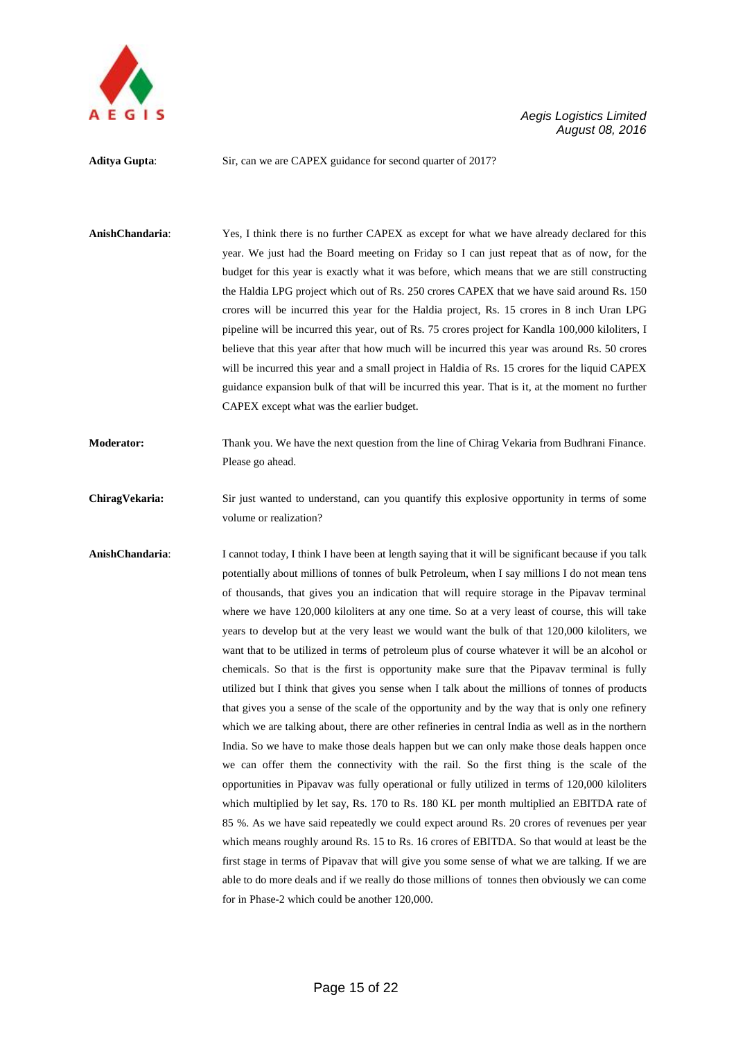**Aditya Gupta**: Sir, can we are CAPEX guidance for second quarter of 2017?

**AnishChandaria**: Yes, I think there is no further CAPEX as except for what we have already declared for this year. We just had the Board meeting on Friday so I can just repeat that as of now, for the budget for this year is exactly what it was before, which means that we are still constructing the Haldia LPG project which out of Rs. 250 crores CAPEX that we have said around Rs. 150 crores will be incurred this year for the Haldia project, Rs. 15 crores in 8 inch Uran LPG pipeline will be incurred this year, out of Rs. 75 crores project for Kandla 100,000 kiloliters, I believe that this year after that how much will be incurred this year was around Rs. 50 crores will be incurred this year and a small project in Haldia of Rs. 15 crores for the liquid CAPEX guidance expansion bulk of that will be incurred this year. That is it, at the moment no further CAPEX except what was the earlier budget.

**Moderator:** Thank you. We have the next question from the line of Chirag Vekaria from Budhrani Finance. Please go ahead.

**ChiragVekaria:** Sir just wanted to understand, can you quantify this explosive opportunity in terms of some volume or realization?

**AnishChandaria**: I cannot today, I think I have been at length saying that it will be significant because if you talk potentially about millions of tonnes of bulk Petroleum, when I say millions I do not mean tens of thousands, that gives you an indication that will require storage in the Pipavav terminal where we have 120,000 kiloliters at any one time. So at a very least of course, this will take years to develop but at the very least we would want the bulk of that 120,000 kiloliters, we want that to be utilized in terms of petroleum plus of course whatever it will be an alcohol or chemicals. So that is the first is opportunity make sure that the Pipavav terminal is fully utilized but I think that gives you sense when I talk about the millions of tonnes of products that gives you a sense of the scale of the opportunity and by the way that is only one refinery which we are talking about, there are other refineries in central India as well as in the northern India. So we have to make those deals happen but we can only make those deals happen once we can offer them the connectivity with the rail. So the first thing is the scale of the opportunities in Pipavav was fully operational or fully utilized in terms of 120,000 kiloliters which multiplied by let say, Rs. 170 to Rs. 180 KL per month multiplied an EBITDA rate of 85 %. As we have said repeatedly we could expect around Rs. 20 crores of revenues per year which means roughly around Rs. 15 to Rs. 16 crores of EBITDA. So that would at least be the first stage in terms of Pipavav that will give you some sense of what we are talking. If we are able to do more deals and if we really do those millions of tonnes then obviously we can come for in Phase-2 which could be another 120,000.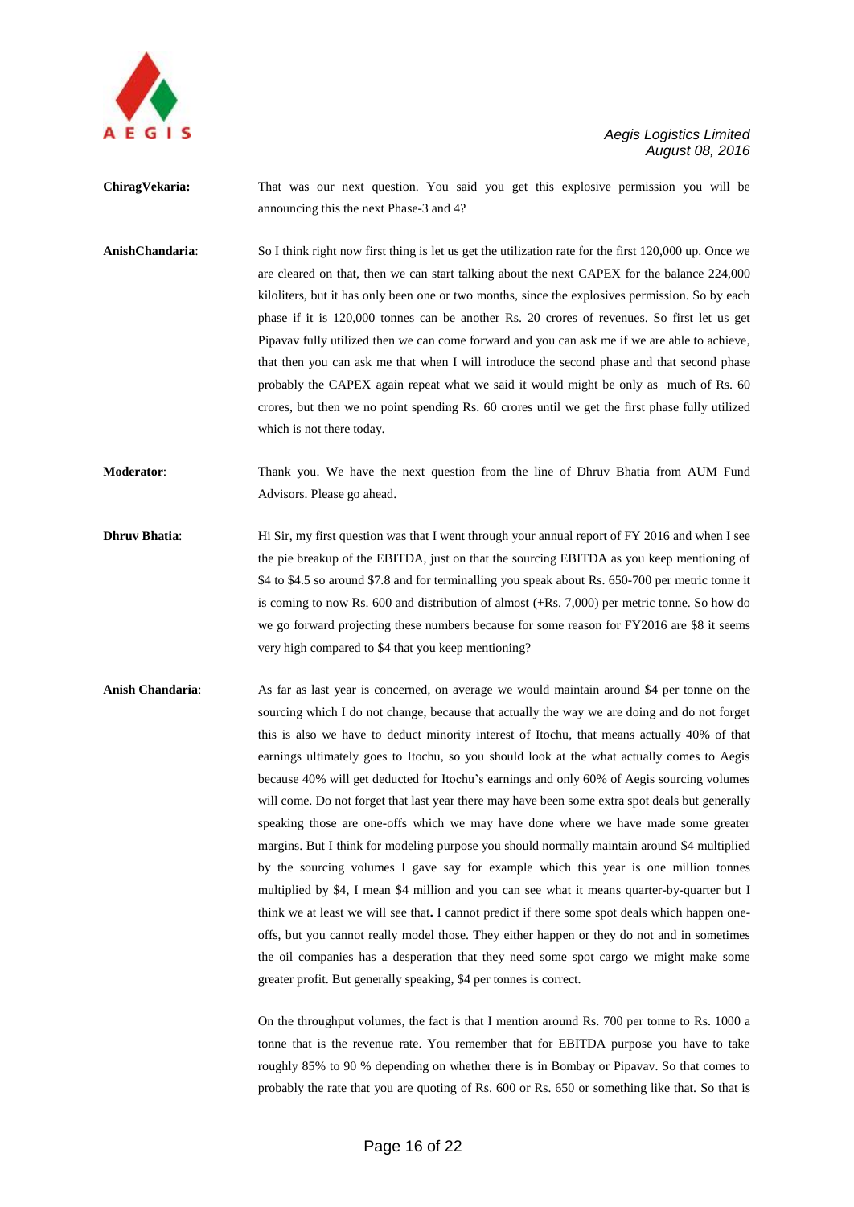**ChiragVekaria:** That was our next question. You said you get this explosive permission you will be announcing this the next Phase-3 and 4?

**AnishChandaria**: So I think right now first thing is let us get the utilization rate for the first 120,000 up. Once we are cleared on that, then we can start talking about the next CAPEX for the balance 224,000 kiloliters, but it has only been one or two months, since the explosives permission. So by each phase if it is 120,000 tonnes can be another Rs. 20 crores of revenues. So first let us get Pipavav fully utilized then we can come forward and you can ask me if we are able to achieve, that then you can ask me that when I will introduce the second phase and that second phase probably the CAPEX again repeat what we said it would might be only as much of Rs. 60 crores, but then we no point spending Rs. 60 crores until we get the first phase fully utilized which is not there today.

**Moderator**: Thank you. We have the next question from the line of Dhruv Bhatia from AUM Fund Advisors. Please go ahead.

**Dhruv Bhatia**: Hi Sir, my first question was that I went through your annual report of FY 2016 and when I see the pie breakup of the EBITDA, just on that the sourcing EBITDA as you keep mentioning of $4 to $4.5 so around $7.8 and for terminalling you speak about Rs. 650-700 per metric tonne it is coming to now Rs. 600 and distribution of almost (+Rs. 7,000) per metric tonne. So how do we go forward projecting these numbers because for some reason for FY2016 are $8 it seems very high compared to $4 that you keep mentioning?

**Anish Chandaria**: As far as last year is concerned, on average we would maintain around $4 per tonne on the sourcing which I do not change, because that actually the way we are doing and do not forget this is also we have to deduct minority interest of Itochu, that means actually 40% of that earnings ultimately goes to Itochu, so you should look at the what actually comes to Aegis because 40% will get deducted for Itochu's earnings and only 60% of Aegis sourcing volumes will come. Do not forget that last year there may have been some extra spot deals but generally speaking those are one-offs which we may have done where we have made some greater margins. But I think for modeling purpose you should normally maintain around $4 multiplied by the sourcing volumes I gave say for example which this year is one million tonnes multiplied by $4, I mean $4 million and you can see what it means quarter-by-quarter but I think we at least we will see that**.** I cannot predict if there some spot deals which happen one-offs, but you cannot really model those. They either happen or they do not and in sometimes the oil companies has a desperation that they need some spot cargo we might make some greater profit. But generally speaking, $4 per tonnes is correct.

On the throughput volumes, the fact is that I mention around Rs. 700 per tonne to Rs. 1000 a tonne that is the revenue rate. You remember that for EBITDA purpose you have to take roughly 85% to 90 % depending on whether there is in Bombay or Pipavav. So that comes to probably the rate that you are quoting of Rs. 600 or Rs. 650 or something like that. So that is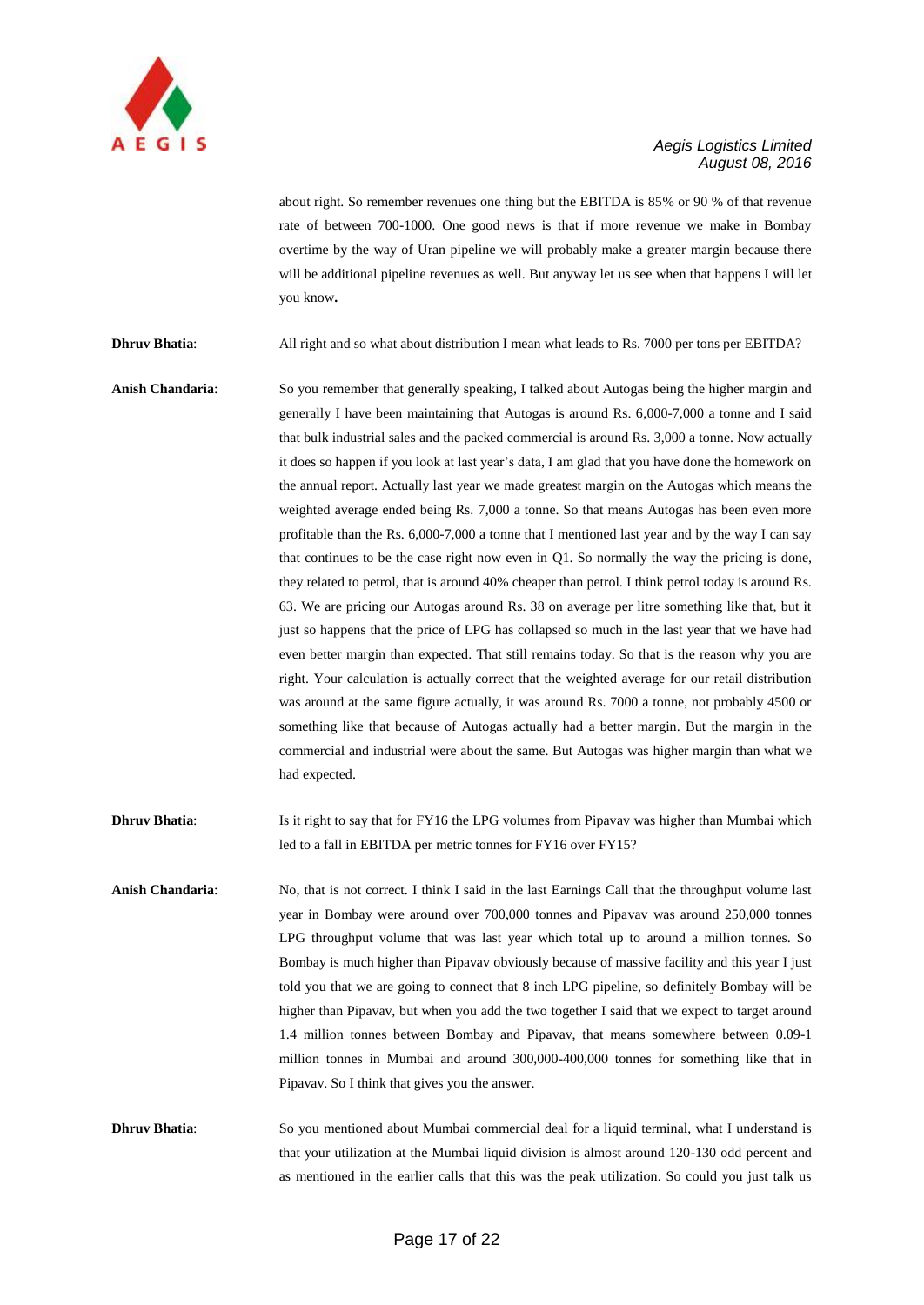about right. So remember revenues one thing but the EBITDA is 85% or 90 % of that revenue rate of between 700-1000. One good news is that if more revenue we make in Bombay overtime by the way of Uran pipeline we will probably make a greater margin because there will be additional pipeline revenues as well. But anyway let us see when that happens I will let you know**.**

**Dhruv Bhatia**: All right and so what about distribution I mean what leads to Rs. 7000 per tons per EBITDA?

**Anish Chandaria**: So you remember that generally speaking, I talked about Autogas being the higher margin and generally I have been maintaining that Autogas is around Rs. 6,000-7,000 a tonne and I said that bulk industrial sales and the packed commercial is around Rs. 3,000 a tonne. Now actually it does so happen if you look at last year's data, I am glad that you have done the homework on the annual report. Actually last year we made greatest margin on the Autogas which means the weighted average ended being Rs. 7,000 a tonne. So that means Autogas has been even more profitable than the Rs. 6,000-7,000 a tonne that I mentioned last year and by the way I can say that continues to be the case right now even in Q1. So normally the way the pricing is done, they related to petrol, that is around 40% cheaper than petrol. I think petrol today is around Rs. 63. We are pricing our Autogas around Rs. 38 on average per litre something like that, but it just so happens that the price of LPG has collapsed so much in the last year that we have had even better margin than expected. That still remains today. So that is the reason why you are right. Your calculation is actually correct that the weighted average for our retail distribution was around at the same figure actually, it was around Rs. 7000 a tonne, not probably 4500 or something like that because of Autogas actually had a better margin. But the margin in the commercial and industrial were about the same. But Autogas was higher margin than what we had expected.

**Dhruv Bhatia**: Is it right to say that for FY16 the LPG volumes from Pipavav was higher than Mumbai which led to a fall in EBITDA per metric tonnes for FY16 over FY15?

**Anish Chandaria**: No, that is not correct. I think I said in the last Earnings Call that the throughput volume last year in Bombay were around over 700,000 tonnes and Pipavav was around 250,000 tonnes LPG throughput volume that was last year which total up to around a million tonnes. So Bombay is much higher than Pipavav obviously because of massive facility and this year I just told you that we are going to connect that 8 inch LPG pipeline, so definitely Bombay will be higher than Pipavav, but when you add the two together I said that we expect to target around 1.4 million tonnes between Bombay and Pipavav, that means somewhere between 0.09-1 million tonnes in Mumbai and around 300,000-400,000 tonnes for something like that in Pipavav. So I think that gives you the answer.

**Dhruv Bhatia**: So you mentioned about Mumbai commercial deal for a liquid terminal, what I understand is that your utilization at the Mumbai liquid division is almost around 120-130 odd percent and as mentioned in the earlier calls that this was the peak utilization. So could you just talk us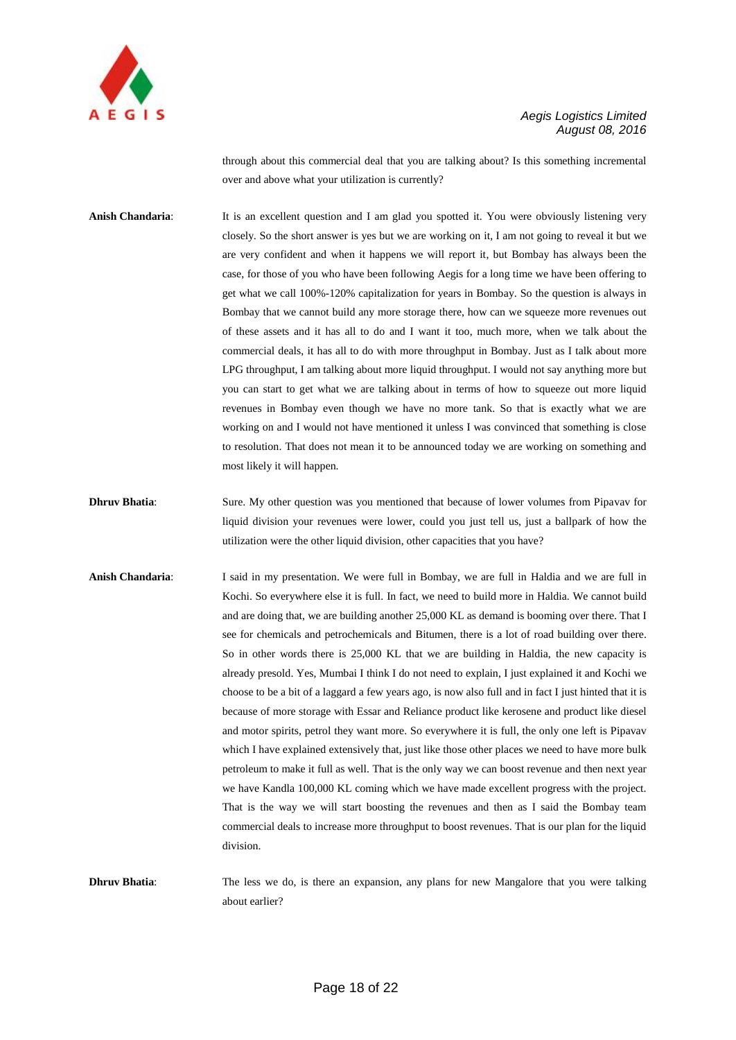through about this commercial deal that you are talking about? Is this something incremental over and above what your utilization is currently?

**Anish Chandaria**: It is an excellent question and I am glad you spotted it. You were obviously listening very closely. So the short answer is yes but we are working on it, I am not going to reveal it but we are very confident and when it happens we will report it, but Bombay has always been the case, for those of you who have been following Aegis for a long time we have been offering to get what we call 100%-120% capitalization for years in Bombay. So the question is always in Bombay that we cannot build any more storage there, how can we squeeze more revenues out of these assets and it has all to do and I want it too, much more, when we talk about the commercial deals, it has all to do with more throughput in Bombay. Just as I talk about more LPG throughput, I am talking about more liquid throughput. I would not say anything more but you can start to get what we are talking about in terms of how to squeeze out more liquid revenues in Bombay even though we have no more tank. So that is exactly what we are working on and I would not have mentioned it unless I was convinced that something is close to resolution. That does not mean it to be announced today we are working on something and most likely it will happen.

**Dhruv Bhatia**: Sure. My other question was you mentioned that because of lower volumes from Pipavav for liquid division your revenues were lower, could you just tell us, just a ballpark of how the utilization were the other liquid division, other capacities that you have?

**Anish Chandaria**: I said in my presentation. We were full in Bombay, we are full in Haldia and we are full in Kochi. So everywhere else it is full. In fact, we need to build more in Haldia. We cannot build and are doing that, we are building another 25,000 KL as demand is booming over there. That I see for chemicals and petrochemicals and Bitumen, there is a lot of road building over there. So in other words there is 25,000 KL that we are building in Haldia, the new capacity is already presold. Yes, Mumbai I think I do not need to explain, I just explained it and Kochi we choose to be a bit of a laggard a few years ago, is now also full and in fact I just hinted that it is because of more storage with Essar and Reliance product like kerosene and product like diesel and motor spirits, petrol they want more. So everywhere it is full, the only one left is Pipavav which I have explained extensively that, just like those other places we need to have more bulk petroleum to make it full as well. That is the only way we can boost revenue and then next year we have Kandla 100,000 KL coming which we have made excellent progress with the project. That is the way we will start boosting the revenues and then as I said the Bombay team commercial deals to increase more throughput to boost revenues. That is our plan for the liquid division.

**Dhruv Bhatia**: The less we do, is there an expansion, any plans for new Mangalore that you were talking about earlier?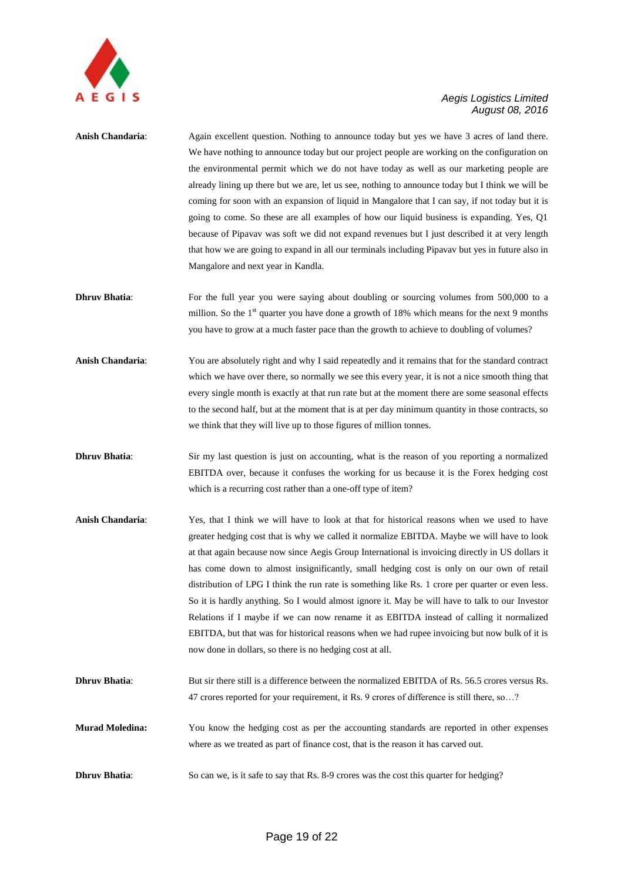**Anish Chandaria**: Again excellent question. Nothing to announce today but yes we have 3 acres of land there. We have nothing to announce today but our project people are working on the configuration on the environmental permit which we do not have today as well as our marketing people are already lining up there but we are, let us see, nothing to announce today but I think we will be coming for soon with an expansion of liquid in Mangalore that I can say, if not today but it is going to come. So these are all examples of how our liquid business is expanding. Yes, Q1 because of Pipavav was soft we did not expand revenues but I just described it at very length that how we are going to expand in all our terminals including Pipavav but yes in future also in Mangalore and next year in Kandla.

**Dhruv Bhatia**: For the full year you were saying about doubling or sourcing volumes from 500,000 to a million. So the 1st quarter you have done a growth of 18% which means for the next 9 months you have to grow at a much faster pace than the growth to achieve to doubling of volumes?

**Anish Chandaria**: You are absolutely right and why I said repeatedly and it remains that for the standard contract which we have over there, so normally we see this every year, it is not a nice smooth thing that every single month is exactly at that run rate but at the moment there are some seasonal effects to the second half, but at the moment that is at per day minimum quantity in those contracts, so we think that they will live up to those figures of million tonnes.

**Dhruv Bhatia**: Sir my last question is just on accounting, what is the reason of you reporting a normalized EBITDA over, because it confuses the working for us because it is the Forex hedging cost which is a recurring cost rather than a one-off type of item?

**Anish Chandaria**: Yes, that I think we will have to look at that for historical reasons when we used to have greater hedging cost that is why we called it normalize EBITDA. Maybe we will have to look at that again because now since Aegis Group International is invoicing directly in US dollars it has come down to almost insignificantly, small hedging cost is only on our own of retail distribution of LPG I think the run rate is something like Rs. 1 crore per quarter or even less. So it is hardly anything. So I would almost ignore it. May be will have to talk to our Investor Relations if I maybe if we can now rename it as EBITDA instead of calling it normalized EBITDA, but that was for historical reasons when we had rupee invoicing but now bulk of it is now done in dollars, so there is no hedging cost at all.

**Dhruv Bhatia**: But sir there still is a difference between the normalized EBITDA of Rs. 56.5 crores versus Rs. 47 crores reported for your requirement, it Rs. 9 crores of difference is still there, so…?

**Murad Moledina:** You know the hedging cost as per the accounting standards are reported in other expenses where as we treated as part of finance cost, that is the reason it has carved out.

**Dhruv Bhatia**: So can we, is it safe to say that Rs. 8-9 crores was the cost this quarter for hedging?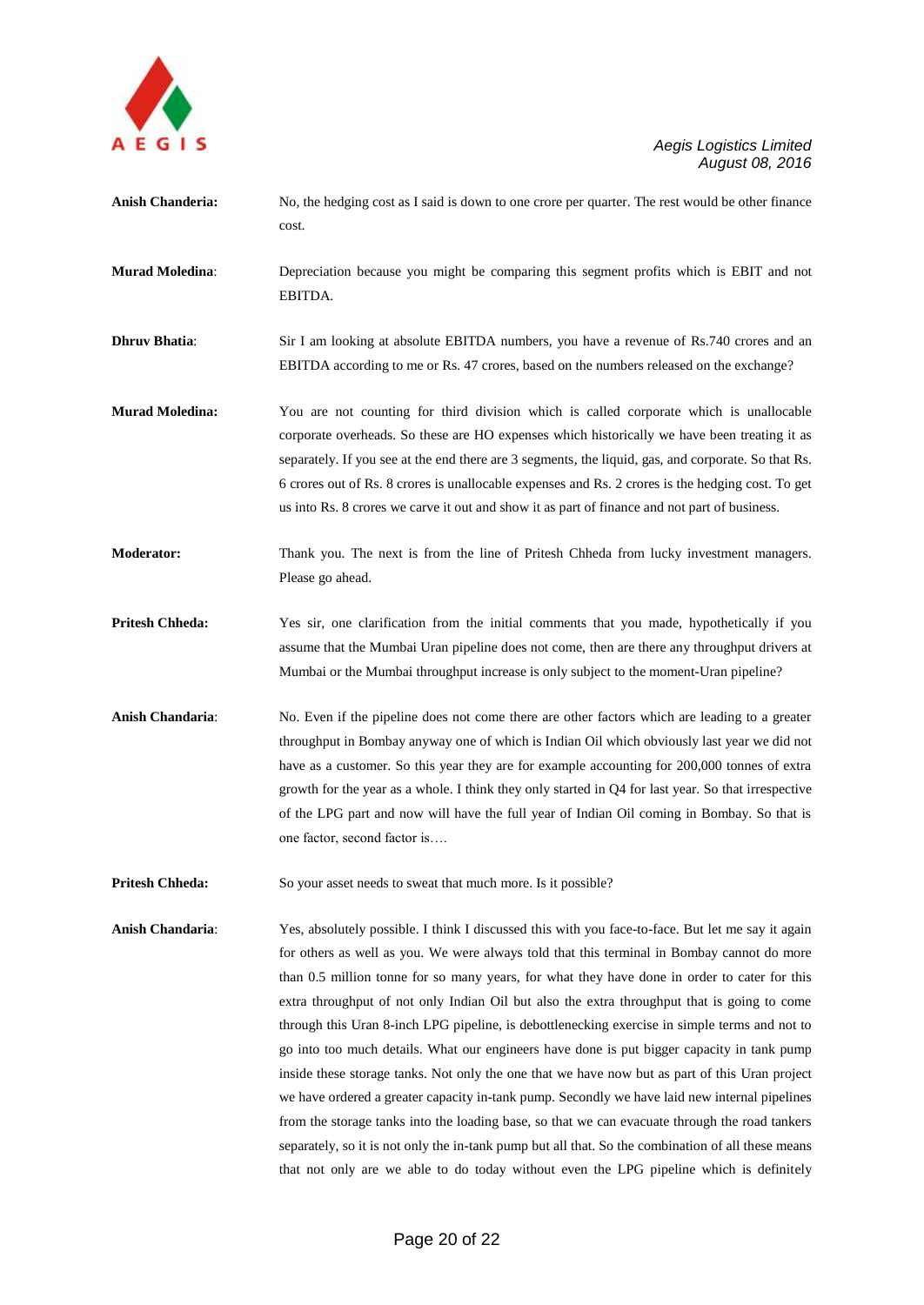**Anish Chanderia:** No, the hedging cost as I said is down to one crore per quarter. The rest would be other finance cost.

**Murad Moledina**: Depreciation because you might be comparing this segment profits which is EBIT and not EBITDA.

**Dhruv Bhatia**: Sir I am looking at absolute EBITDA numbers, you have a revenue of Rs.740 crores and an EBITDA according to me or Rs. 47 crores, based on the numbers released on the exchange?

**Murad Moledina:** You are not counting for third division which is called corporate which is unallocable corporate overheads. So these are HO expenses which historically we have been treating it as separately. If you see at the end there are 3 segments, the liquid, gas, and corporate. So that Rs. 6 crores out of Rs. 8 crores is unallocable expenses and Rs. 2 crores is the hedging cost. To get us into Rs. 8 crores we carve it out and show it as part of finance and not part of business.

**Moderator:** Thank you. The next is from the line of Pritesh Chheda from lucky investment managers. Please go ahead.

**Pritesh Chheda:** Yes sir, one clarification from the initial comments that you made, hypothetically if you assume that the Mumbai Uran pipeline does not come, then are there any throughput drivers at Mumbai or the Mumbai throughput increase is only subject to the moment-Uran pipeline?

**Anish Chandaria**: No. Even if the pipeline does not come there are other factors which are leading to a greater throughput in Bombay anyway one of which is Indian Oil which obviously last year we did not have as a customer. So this year they are for example accounting for 200,000 tonnes of extra growth for the year as a whole. I think they only started in Q4 for last year. So that irrespective of the LPG part and now will have the full year of Indian Oil coming in Bombay. So that is one factor, second factor is….

**Pritesh Chheda:** So your asset needs to sweat that much more. Is it possible?

**Anish Chandaria**: Yes, absolutely possible. I think I discussed this with you face-to-face. But let me say it again for others as well as you. We were always told that this terminal in Bombay cannot do more than 0.5 million tonne for so many years, for what they have done in order to cater for this extra throughput of not only Indian Oil but also the extra throughput that is going to come through this Uran 8-inch LPG pipeline, is debottlenecking exercise in simple terms and not to go into too much details. What our engineers have done is put bigger capacity in tank pump inside these storage tanks. Not only the one that we have now but as part of this Uran project we have ordered a greater capacity in-tank pump. Secondly we have laid new internal pipelines from the storage tanks into the loading base, so that we can evacuate through the road tankers separately, so it is not only the in-tank pump but all that. So the combination of all these means that not only are we able to do today without even the LPG pipeline which is definitely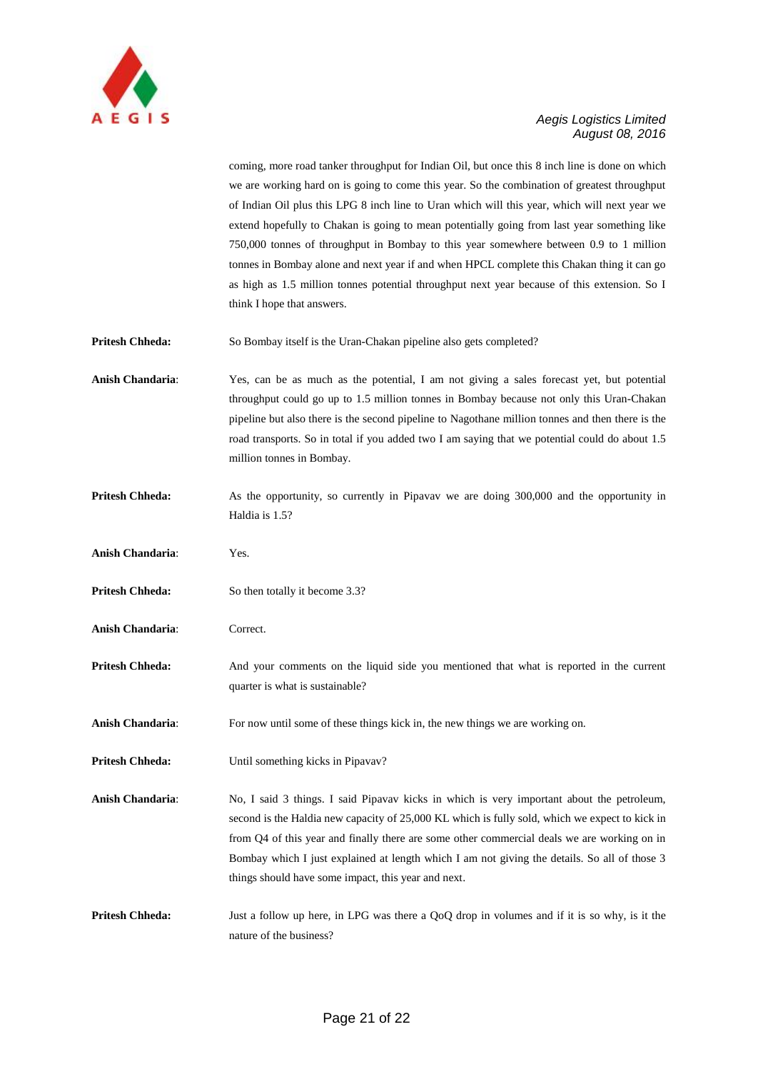coming, more road tanker throughput for Indian Oil, but once this 8 inch line is done on which we are working hard on is going to come this year. So the combination of greatest throughput of Indian Oil plus this LPG 8 inch line to Uran which will this year, which will next year we extend hopefully to Chakan is going to mean potentially going from last year something like 750,000 tonnes of throughput in Bombay to this year somewhere between 0.9 to 1 million tonnes in Bombay alone and next year if and when HPCL complete this Chakan thing it can go as high as 1.5 million tonnes potential throughput next year because of this extension. So I think I hope that answers.

**Pritesh Chheda:** So Bombay itself is the Uran-Chakan pipeline also gets completed?

**Anish Chandaria**: Yes, can be as much as the potential, I am not giving a sales forecast yet, but potential throughput could go up to 1.5 million tonnes in Bombay because not only this Uran-Chakan pipeline but also there is the second pipeline to Nagothane million tonnes and then there is the road transports. So in total if you added two I am saying that we potential could do about 1.5 million tonnes in Bombay.

**Pritesh Chheda:** As the opportunity, so currently in Pipavav we are doing 300,000 and the opportunity in Haldia is 1.5?

**Anish Chandaria**: Yes.

**Pritesh Chheda:** So then totally it become 3.3?

**Anish Chandaria**: Correct.

**Pritesh Chheda:** And your comments on the liquid side you mentioned that what is reported in the current quarter is what is sustainable?

**Anish Chandaria**: For now until some of these things kick in, the new things we are working on.

**Pritesh Chheda:** Until something kicks in Pipavav?

**Anish Chandaria**: No, I said 3 things. I said Pipavav kicks in which is very important about the petroleum, second is the Haldia new capacity of 25,000 KL which is fully sold, which we expect to kick in from Q4 of this year and finally there are some other commercial deals we are working on in Bombay which I just explained at length which I am not giving the details. So all of those 3 things should have some impact, this year and next.

**Pritesh Chheda:** Just a follow up here, in LPG was there a QoQ drop in volumes and if it is so why, is it the nature of the business?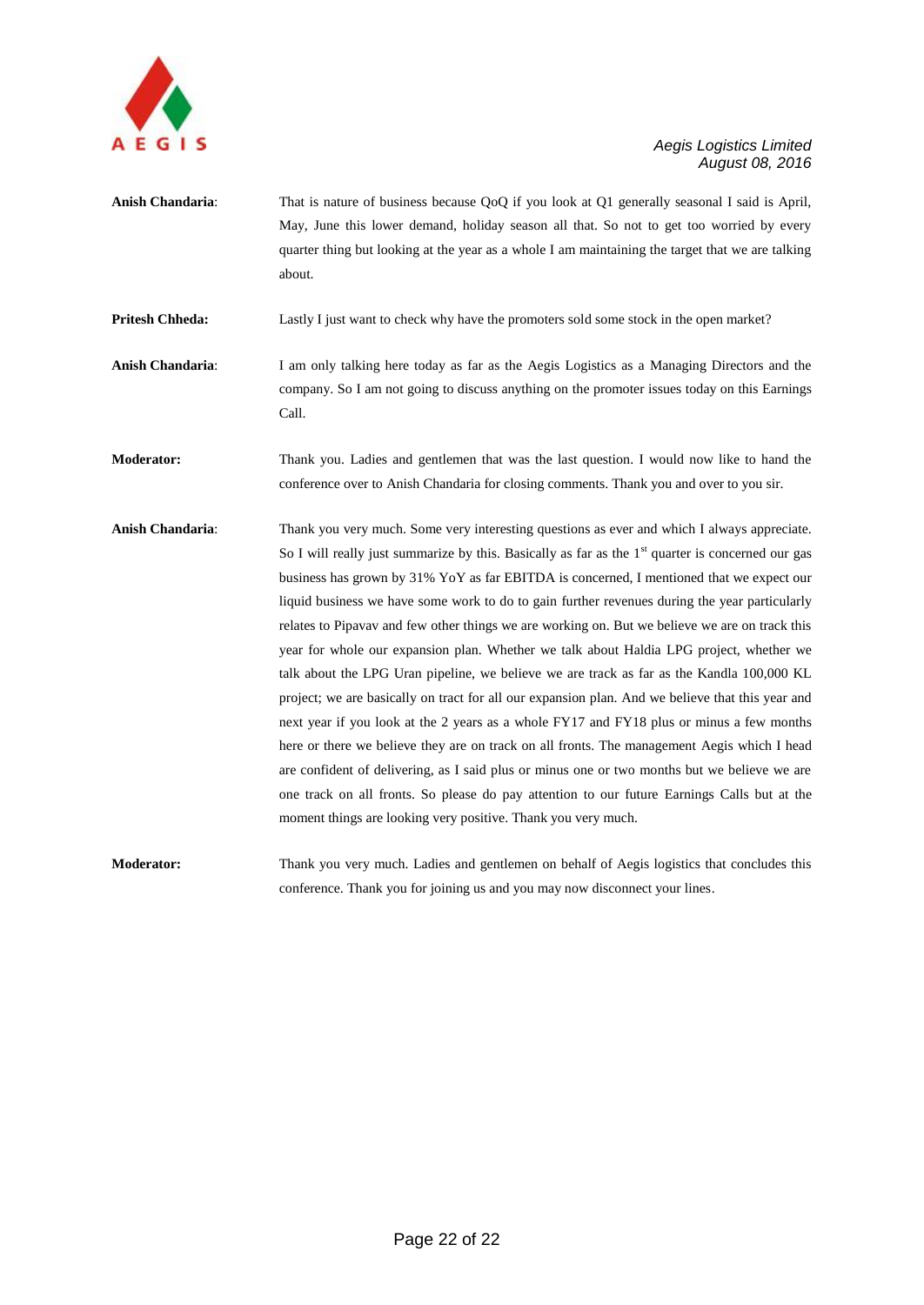**Anish Chandaria**: That is nature of business because QoQ if you look at Q1 generally seasonal I said is April, May, June this lower demand, holiday season all that. So not to get too worried by every quarter thing but looking at the year as a whole I am maintaining the target that we are talking about.

**Pritesh Chheda:** Lastly I just want to check why have the promoters sold some stock in the open market?

**Anish Chandaria**: I am only talking here today as far as the Aegis Logistics as a Managing Directors and the company. So I am not going to discuss anything on the promoter issues today on this Earnings Call.

**Moderator:** Thank you. Ladies and gentlemen that was the last question. I would now like to hand the conference over to Anish Chandaria for closing comments. Thank you and over to you sir.

**Anish Chandaria**: Thank you very much. Some very interesting questions as ever and which I always appreciate. So I will really just summarize by this. Basically as far as the 1st quarter is concerned our gas business has grown by 31% YoY as far EBITDA is concerned, I mentioned that we expect our liquid business we have some work to do to gain further revenues during the year particularly relates to Pipavav and few other things we are working on. But we believe we are on track this year for whole our expansion plan. Whether we talk about Haldia LPG project, whether we talk about the LPG Uran pipeline, we believe we are track as far as the Kandla 100,000 KL project; we are basically on tract for all our expansion plan. And we believe that this year and next year if you look at the 2 years as a whole FY17 and FY18 plus or minus a few months here or there we believe they are on track on all fronts. The management Aegis which I head are confident of delivering, as I said plus or minus one or two months but we believe we are one track on all fronts. So please do pay attention to our future Earnings Calls but at the moment things are looking very positive. Thank you very much.

**Moderator:** Thank you very much. Ladies and gentlemen on behalf of Aegis logistics that concludes this conference. Thank you for joining us and you may now disconnect your lines.